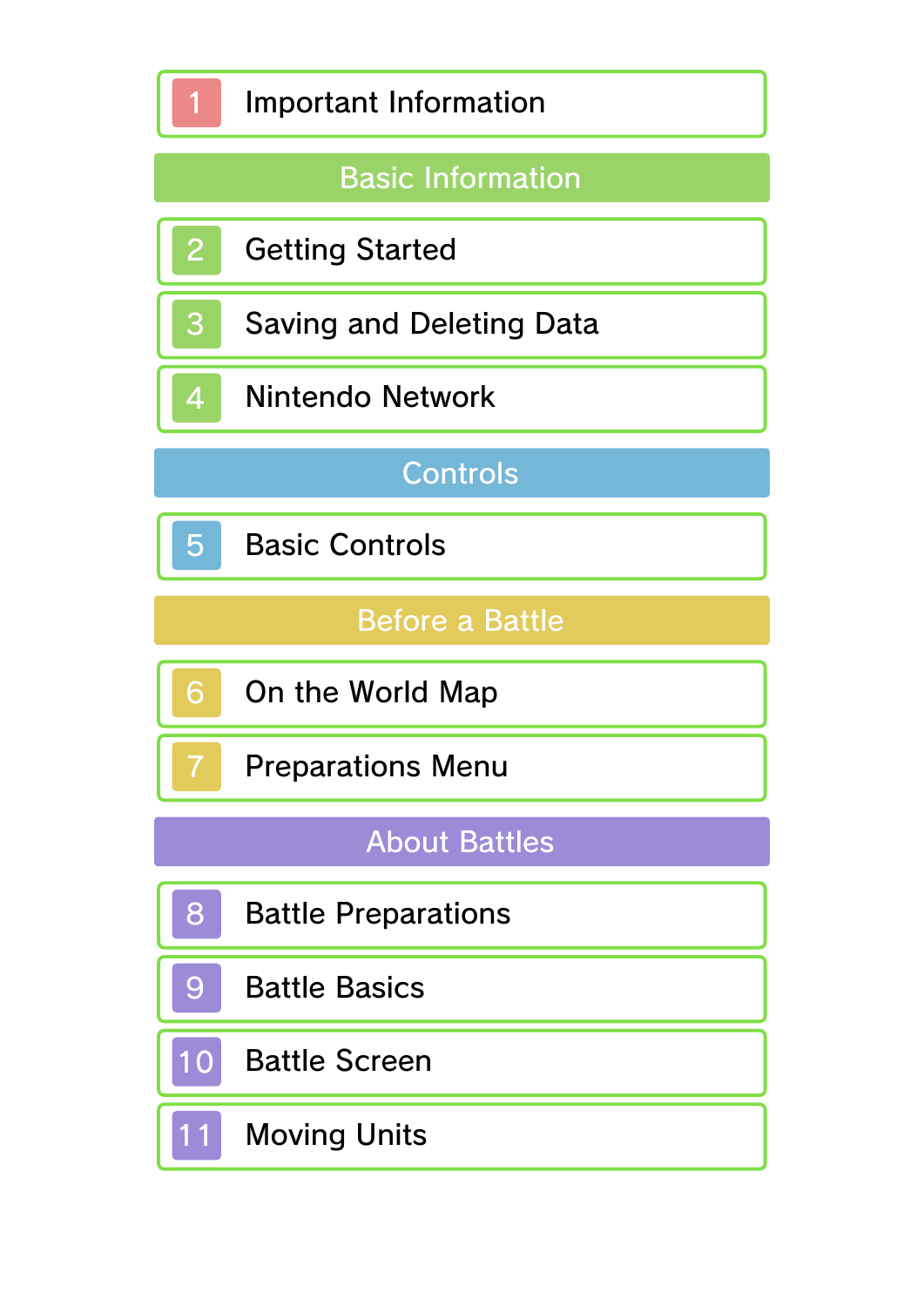1 Important Information

## Basic Information

2 Getting Started

3 Saving and Deleting Data

4 Nintendo Network

## Controls

5 Basic Controls

## Before a Battle

6 On the World Map

7 Preparations Menu

## About Battles

8 Battle Preparations

9 Battle Basics

10 Battle Screen

11 Moving Units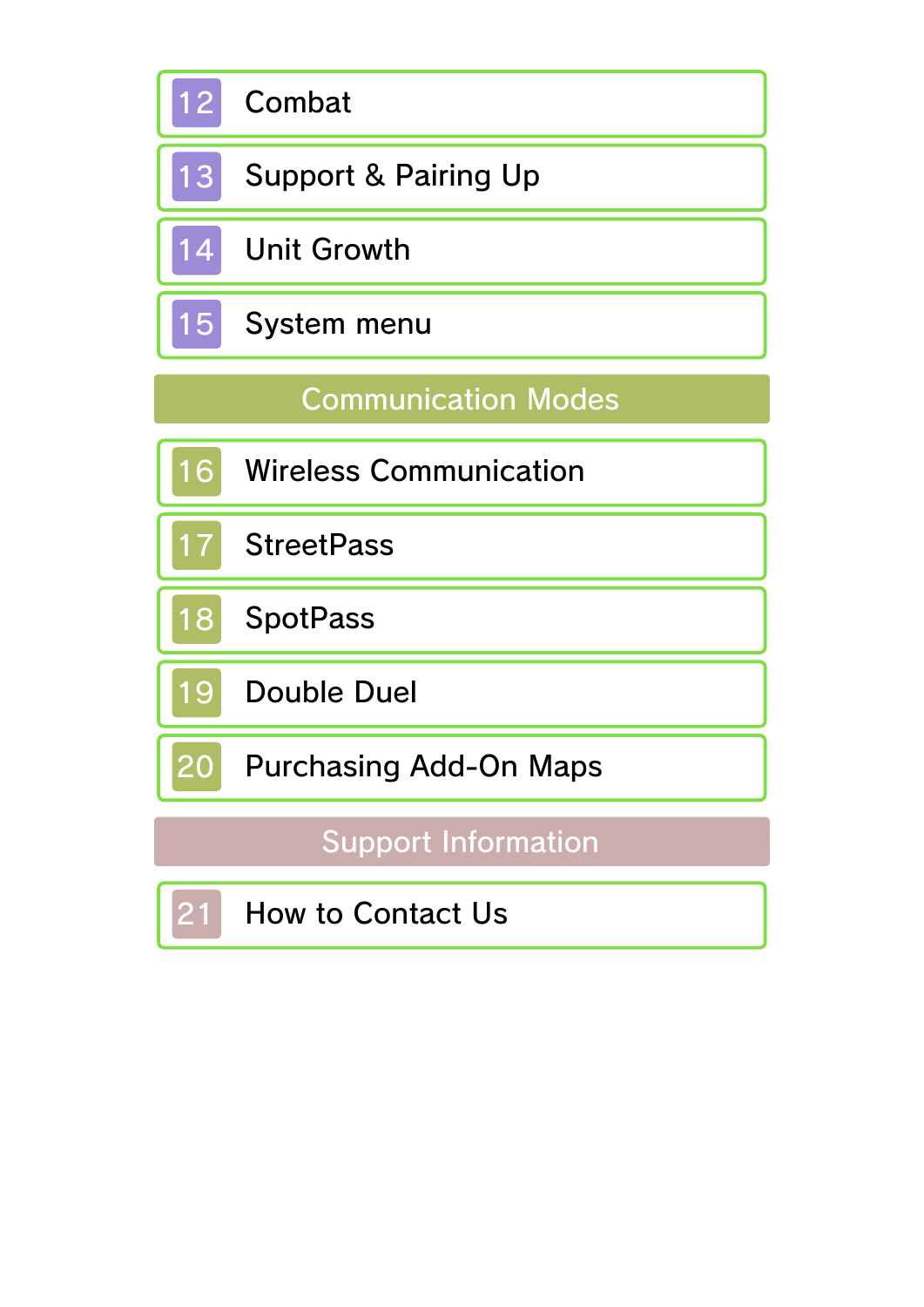12 Combat

13 Support & Pairing Up

14 Unit Growth

15 System menu

## Communication Modes

16 Wireless Communication

17 StreetPass

18 SpotPass

19 Double Duel

20 Purchasing Add-On Maps

## Support Information

21 How to Contact Us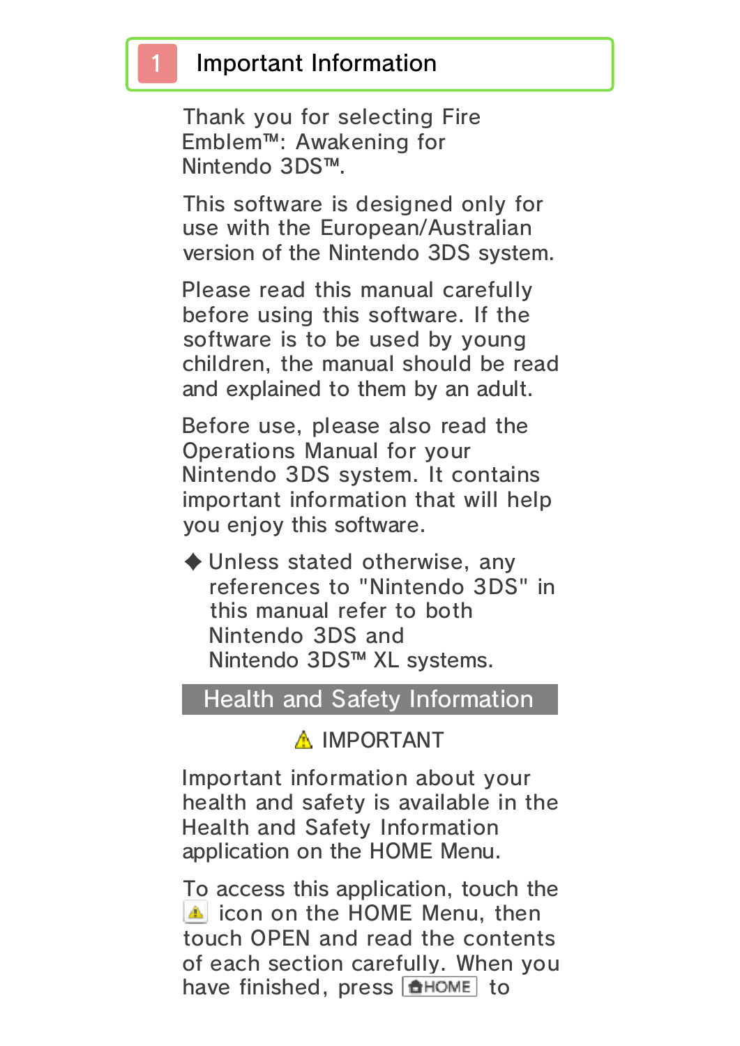# 1 Important Information

Thank you for selecting Fire Emblem™: Awakening for Nintendo 3DS™.

This software is designed only for use with the European/Australian version of the Nintendo 3DS system.

Please read this manual carefully before using this software. If the software is to be used by young children, the manual should be read and explained to them by an adult.

Before use, please also read the Operations Manual for your Nintendo 3DS system. It contains important information that will help you enjoy this software.

◆ Unless stated otherwise, any references to "Nintendo 3DS" in this manual refer to both Nintendo 3DS and Nintendo 3DS™ XL systems.

## Health and Safety Information

⚠ IMPORTANT

Important information about your health and safety is available in the Health and Safety Information application on the HOME Menu.

To access this application, touch the ⚠ icon on the HOME Menu, then touch OPEN and read the contents of each section carefully. When you have finished, press HOME to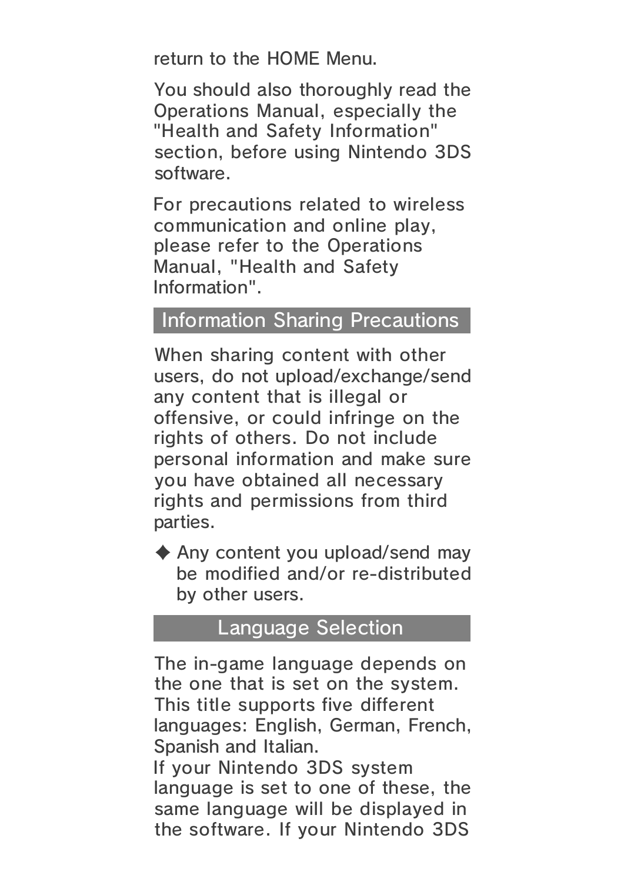return to the HOME Menu.

You should also thoroughly read the Operations Manual, especially the "Health and Safety Information" section, before using Nintendo 3DS software.

For precautions related to wireless communication and online play, please refer to the Operations Manual, "Health and Safety Information".

## Information Sharing Precautions

When sharing content with other users, do not upload/exchange/send any content that is illegal or offensive, or could infringe on the rights of others. Do not include personal information and make sure you have obtained all necessary rights and permissions from third parties.

◆ Any content you upload/send may be modified and/or re-distributed by other users.

## Language Selection

The in-game language depends on the one that is set on the system. This title supports five different languages: English, German, French, Spanish and Italian.
If your Nintendo 3DS system language is set to one of these, the same language will be displayed in the software. If your Nintendo 3DS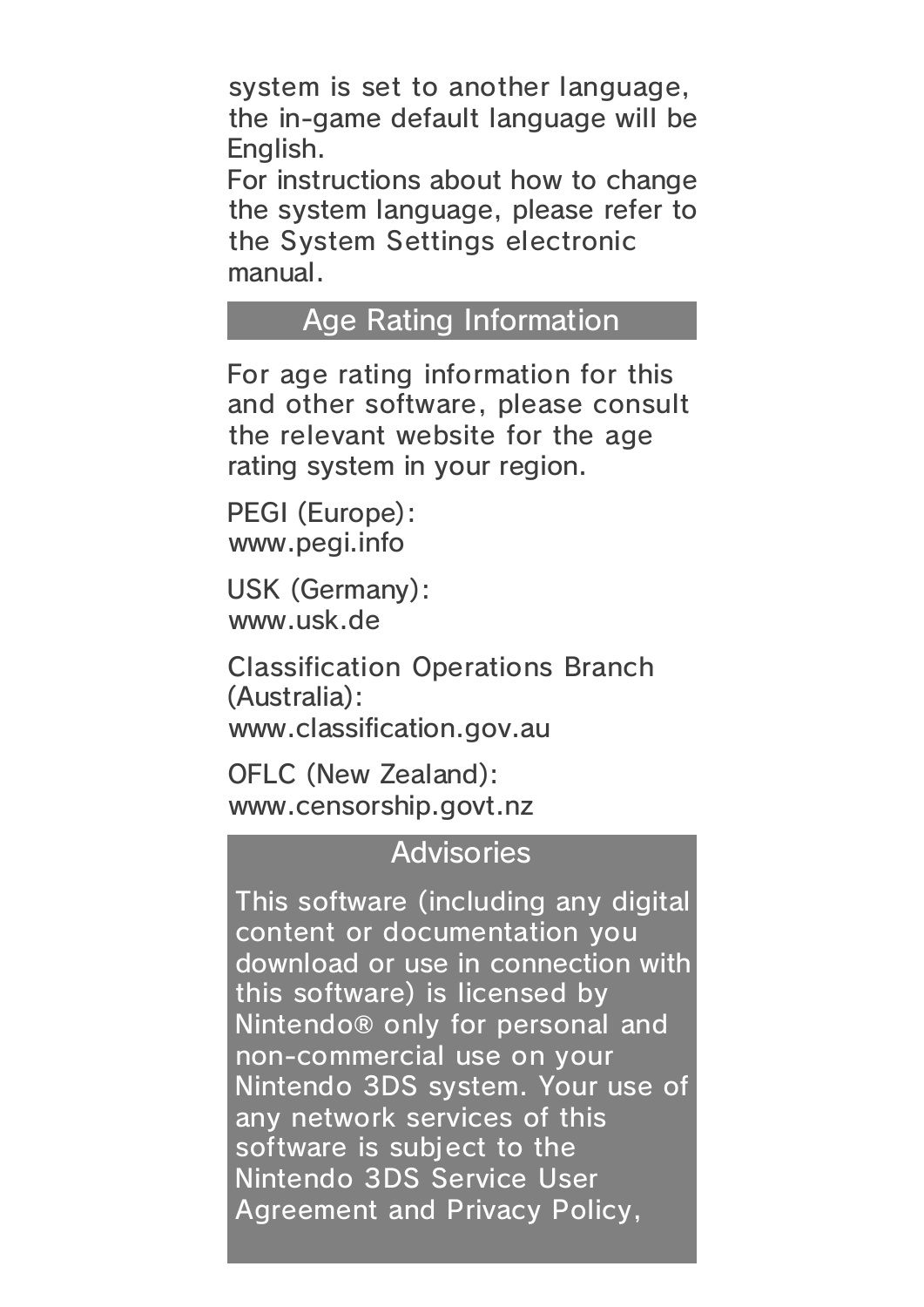system is set to another language, the in-game default language will be English.

For instructions about how to change the system language, please refer to the System Settings electronic manual.

## Age Rating Information

For age rating information for this and other software, please consult the relevant website for the age rating system in your region.

PEGI (Europe):
www.pegi.info

USK (Germany):
www.usk.de

Classification Operations Branch (Australia):
www.classification.gov.au

OFLC (New Zealand):
www.censorship.govt.nz

## Advisories

This software (including any digital content or documentation you download or use in connection with this software) is licensed by Nintendo® only for personal and non-commercial use on your Nintendo 3DS system. Your use of any network services of this software is subject to the Nintendo 3DS Service User Agreement and Privacy Policy,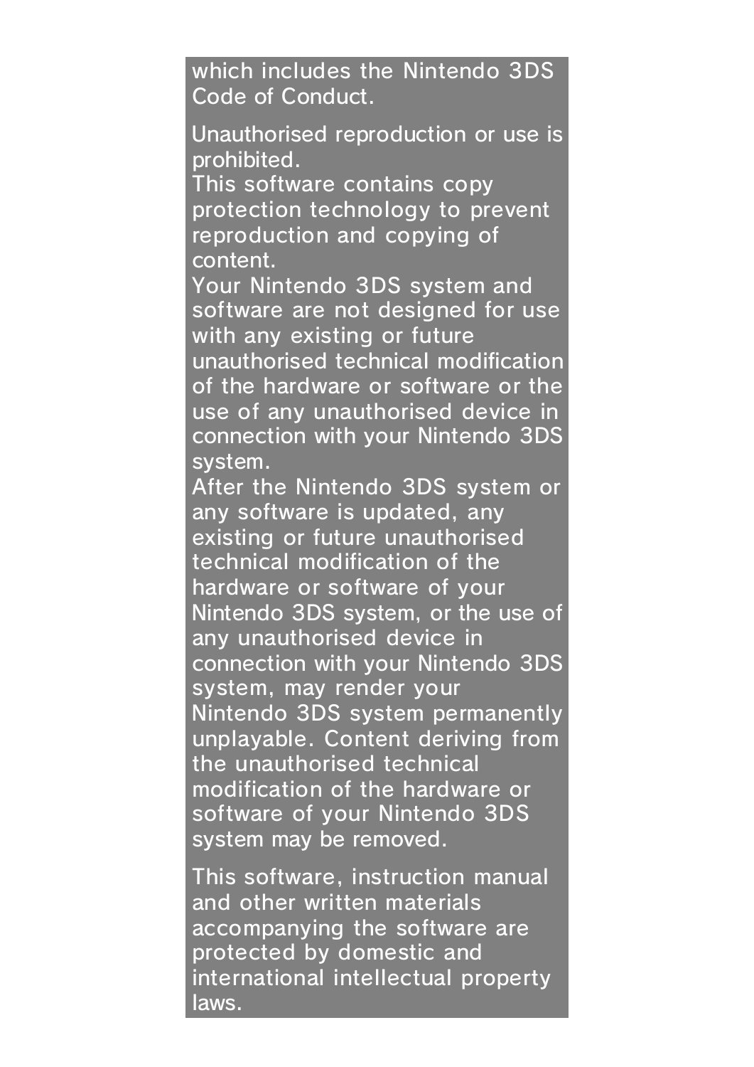which includes the Nintendo 3DS Code of Conduct.

Unauthorised reproduction or use is prohibited.
This software contains copy protection technology to prevent reproduction and copying of content.
Your Nintendo 3DS system and software are not designed for use with any existing or future unauthorised technical modification of the hardware or software or the use of any unauthorised device in connection with your Nintendo 3DS system.
After the Nintendo 3DS system or any software is updated, any existing or future unauthorised technical modification of the hardware or software of your Nintendo 3DS system, or the use of any unauthorised device in connection with your Nintendo 3DS system, may render your Nintendo 3DS system permanently unplayable. Content deriving from the unauthorised technical modification of the hardware or software of your Nintendo 3DS system may be removed.

This software, instruction manual and other written materials accompanying the software are protected by domestic and international intellectual property laws.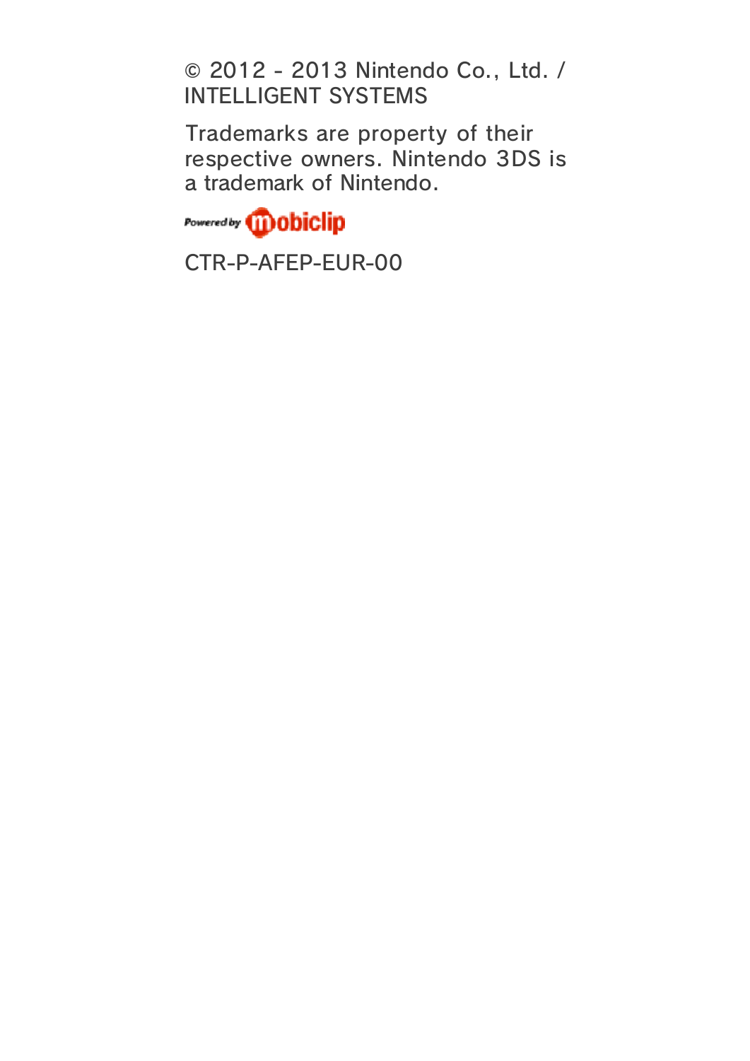© 2012 - 2013 Nintendo Co., Ltd. / INTELLIGENT SYSTEMS

Trademarks are property of their respective owners. Nintendo 3DS is a trademark of Nintendo.

Powered by mobiclip

CTR-P-AFEP-EUR-00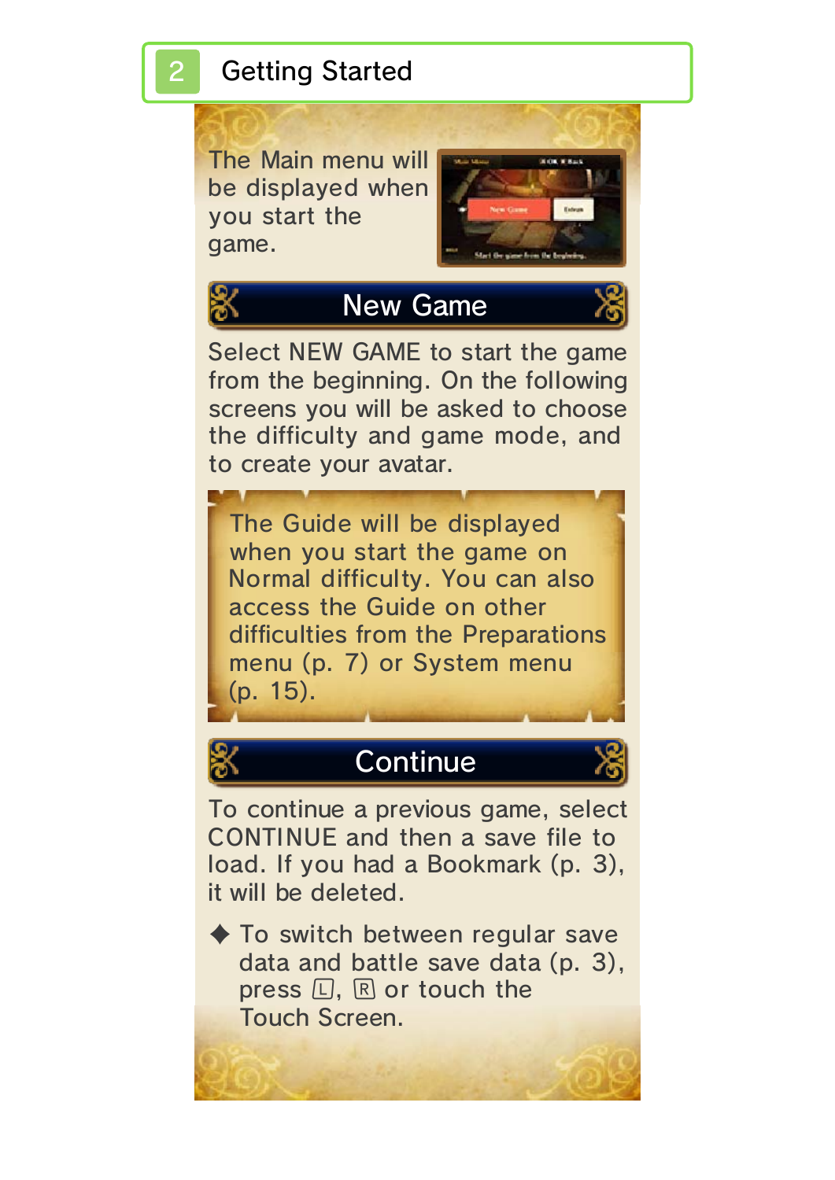# 2 Getting Started

The Main menu will be displayed when you start the game.

## New Game

Select NEW GAME to start the game from the beginning. On the following screens you will be asked to choose the difficulty and game mode, and to create your avatar.

The Guide will be displayed when you start the game on Normal difficulty. You can also access the Guide on other difficulties from the Preparations menu (p. 7) or System menu (p. 15).

## Continue

To continue a previous game, select CONTINUE and then a save file to load. If you had a Bookmark (p. 3), it will be deleted.

◆ To switch between regular save data and battle save data (p. 3), press Ⓛ, Ⓡ or touch the Touch Screen.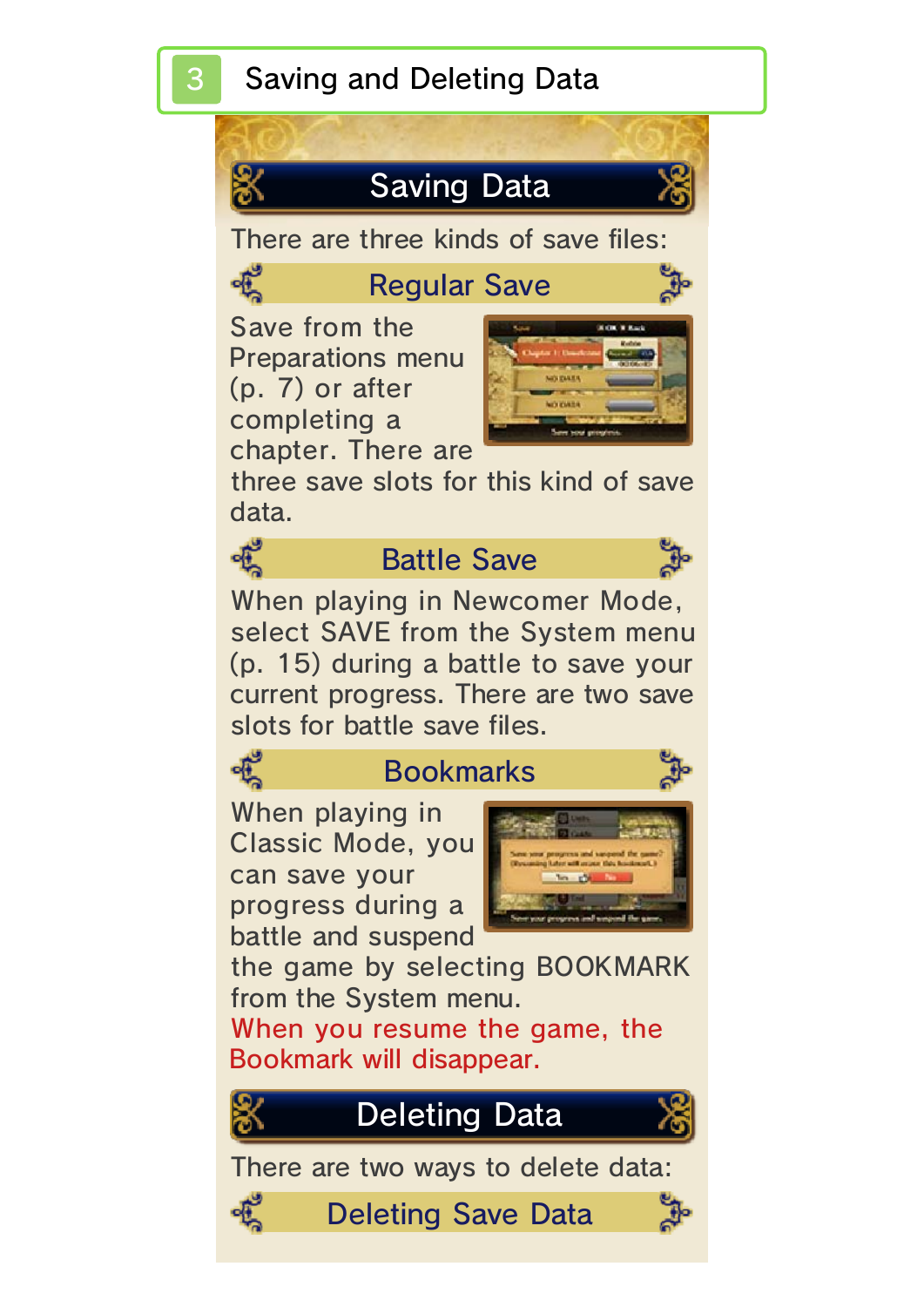# 3 Saving and Deleting Data

## Saving Data

There are three kinds of save files:

### Regular Save

Save from the Preparations menu (p. 7) or after completing a chapter. There are three save slots for this kind of save data.

### Battle Save

When playing in Newcomer Mode, select SAVE from the System menu (p. 15) during a battle to save your current progress. There are two save slots for battle save files.

### Bookmarks

When playing in Classic Mode, you can save your progress during a battle and suspend the game by selecting BOOKMARK from the System menu.

When you resume the game, the Bookmark will disappear.

## Deleting Data

There are two ways to delete data:

### Deleting Save Data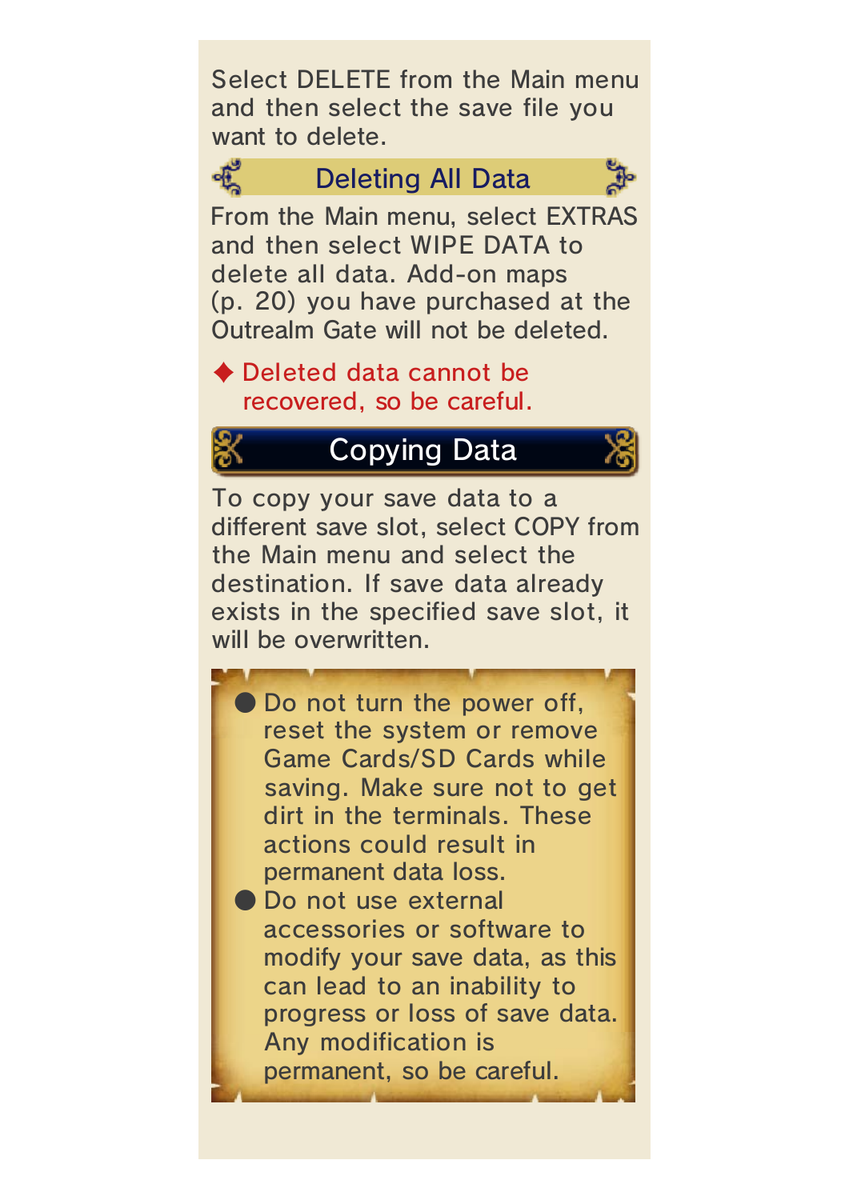Select DELETE from the Main menu and then select the save file you want to delete.

### Deleting All Data

From the Main menu, select EXTRAS and then select WIPE DATA to delete all data. Add-on maps (p. 20) you have purchased at the Outrealm Gate will not be deleted.

◆ Deleted data cannot be recovered, so be careful.

## Copying Data

To copy your save data to a different save slot, select COPY from the Main menu and select the destination. If save data already exists in the specified save slot, it will be overwritten.

- Do not turn the power off, reset the system or remove Game Cards/SD Cards while saving. Make sure not to get dirt in the terminals. These actions could result in permanent data loss.
- Do not use external accessories or software to modify your save data, as this can lead to an inability to progress or loss of save data. Any modification is permanent, so be careful.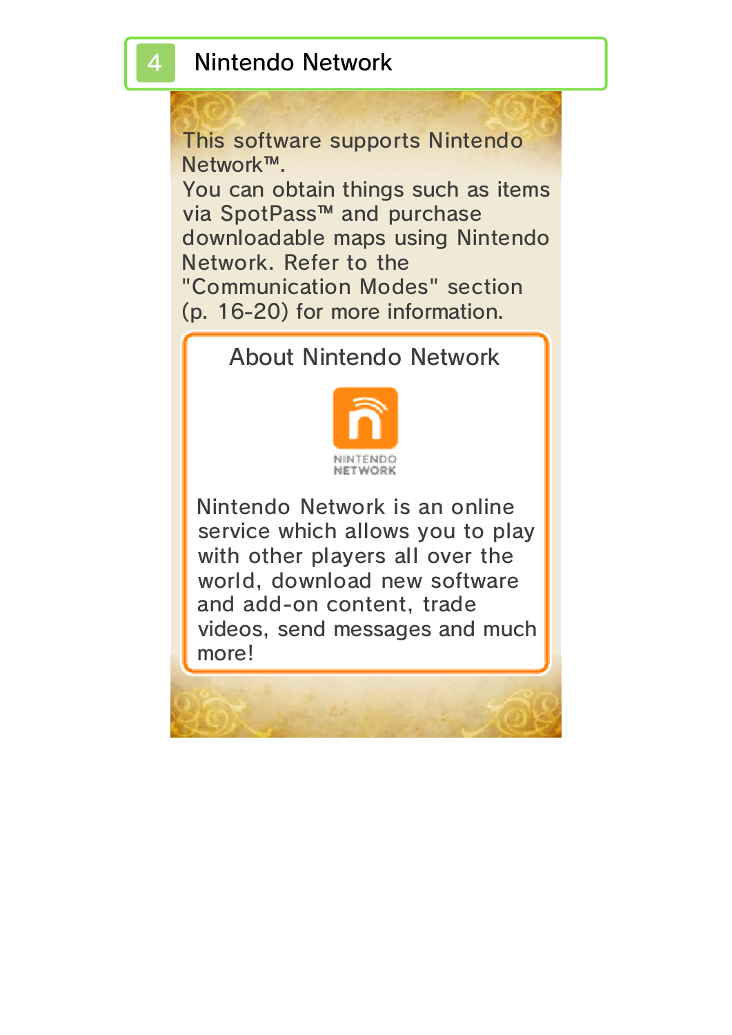## 4 Nintendo Network

This software supports Nintendo Network™.

You can obtain things such as items via SpotPass™ and purchase downloadable maps using Nintendo Network. Refer to the "Communication Modes" section (p. 16-20) for more information.

### About Nintendo Network

Nintendo Network is an online service which allows you to play with other players all over the world, download new software and add-on content, trade videos, send messages and much more!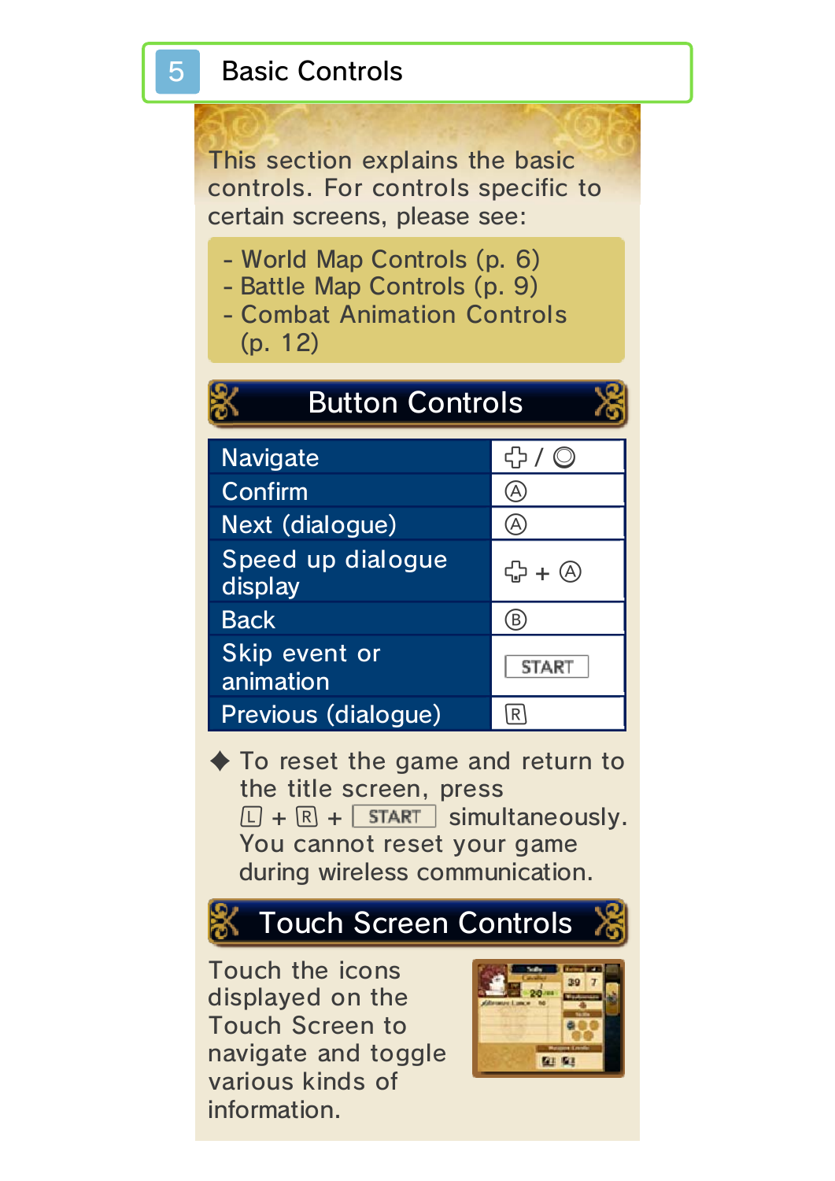# 5 Basic Controls

This section explains the basic controls. For controls specific to certain screens, please see:

- World Map Controls (p. 6)
- Battle Map Controls (p. 9)
- Combat Animation Controls (p. 12)

## Button Controls

| Action | Button |
| --- | --- |
| Navigate | ✥ / ◎ |
| Confirm | Ⓐ |
| Next (dialogue) | Ⓐ |
| Speed up dialogue display | ✥ + Ⓐ |
| Back | Ⓑ |
| Skip event or animation | START |
| Previous (dialogue) | R |

◆ To reset the game and return to the title screen, press L + R + START simultaneously. You cannot reset your game during wireless communication.

## Touch Screen Controls

Touch the icons displayed on the Touch Screen to navigate and toggle various kinds of information.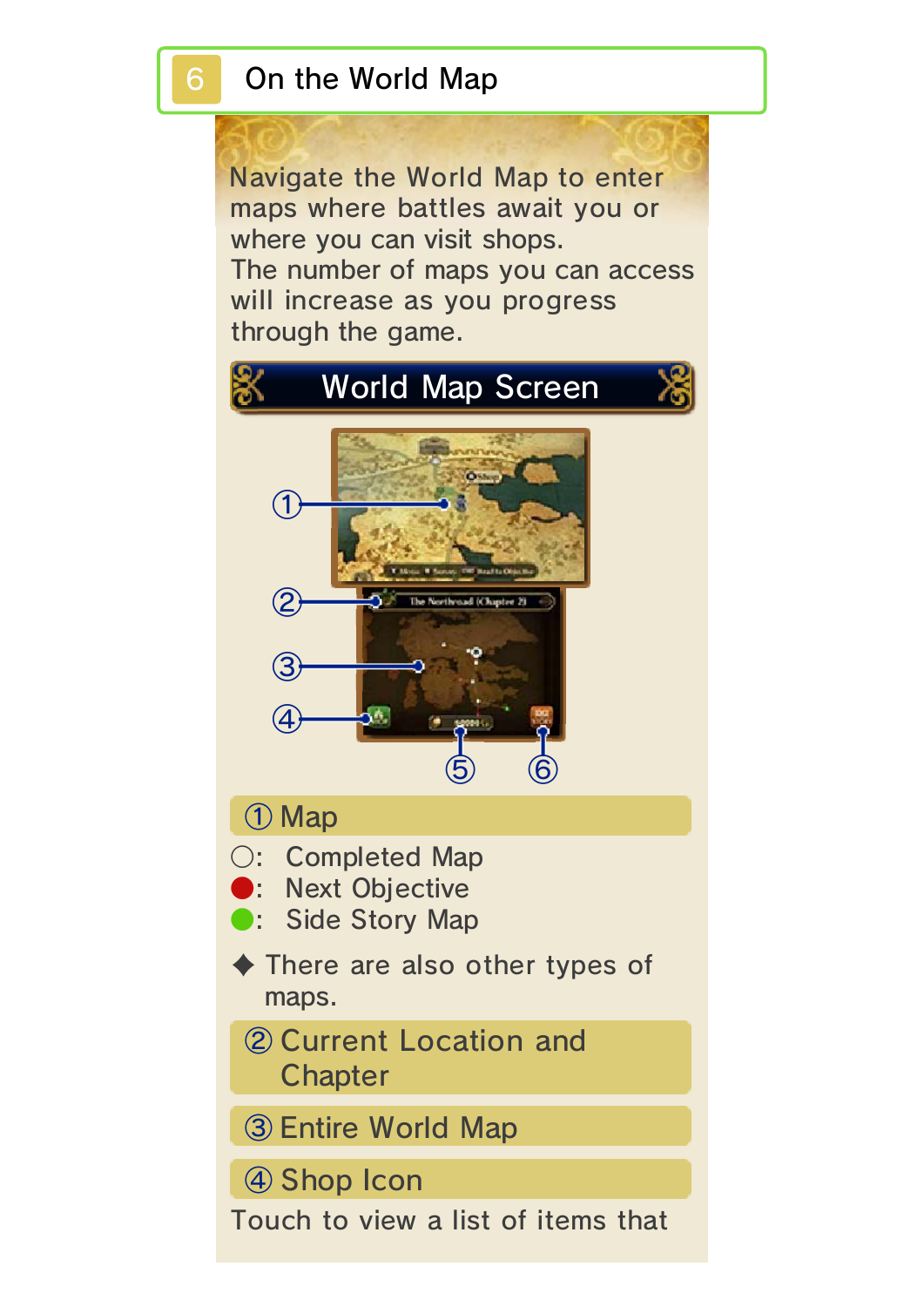# 6 On the World Map

Navigate the World Map to enter maps where battles await you or where you can visit shops.
The number of maps you can access will increase as you progress through the game.

## World Map Screen

### ① Map

- ○: Completed Map
- ●: Next Objective
- ●: Side Story Map

✦ There are also other types of maps.

### ② Current Location and Chapter

### ③ Entire World Map

### ④ Shop Icon

Touch to view a list of items that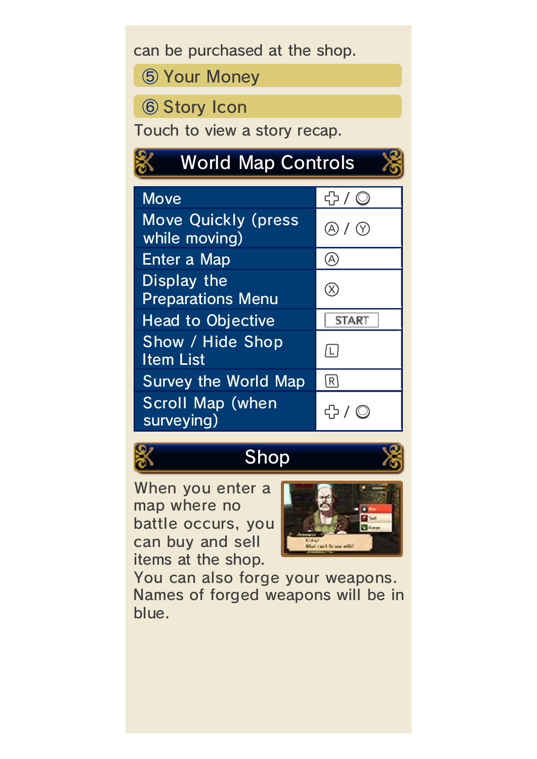can be purchased at the shop.

### ⑤ Your Money

### ⑥ Story Icon

Touch to view a story recap.

## World Map Controls

| Action | Control |
|---|---|
| Move | ✚ / ◎ |
| Move Quickly (press while moving) | Ⓐ / Ⓨ |
| Enter a Map | Ⓐ |
| Display the Preparations Menu | Ⓧ |
| Head to Objective | START |
| Show / Hide Shop Item List | L |
| Survey the World Map | R |
| Scroll Map (when surveying) | ✚ / ◎ |

## Shop

When you enter a map where no battle occurs, you can buy and sell items at the shop.

You can also forge your weapons. Names of forged weapons will be in blue.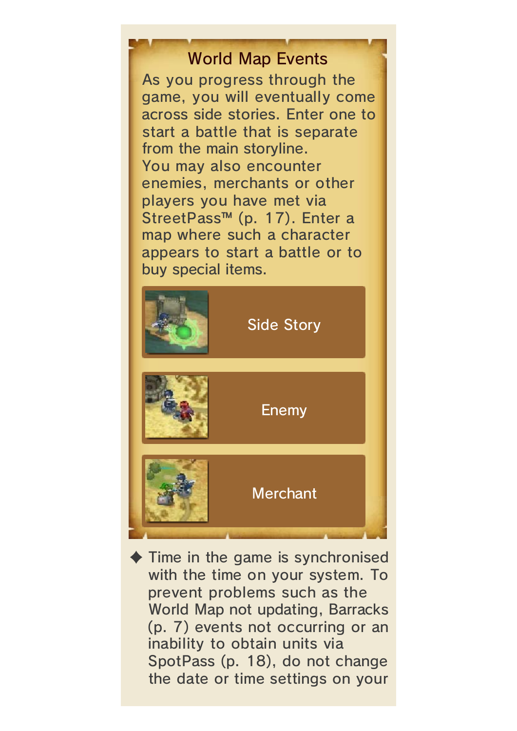## World Map Events

As you progress through the game, you will eventually come across side stories. Enter one to start a battle that is separate from the main storyline.
You may also encounter enemies, merchants or other players you have met via StreetPass™ (p. 17). Enter a map where such a character appears to start a battle or to buy special items.

Side Story

Enemy

Merchant

◆ Time in the game is synchronised with the time on your system. To prevent problems such as the World Map not updating, Barracks (p. 7) events not occurring or an inability to obtain units via SpotPass (p. 18), do not change the date or time settings on your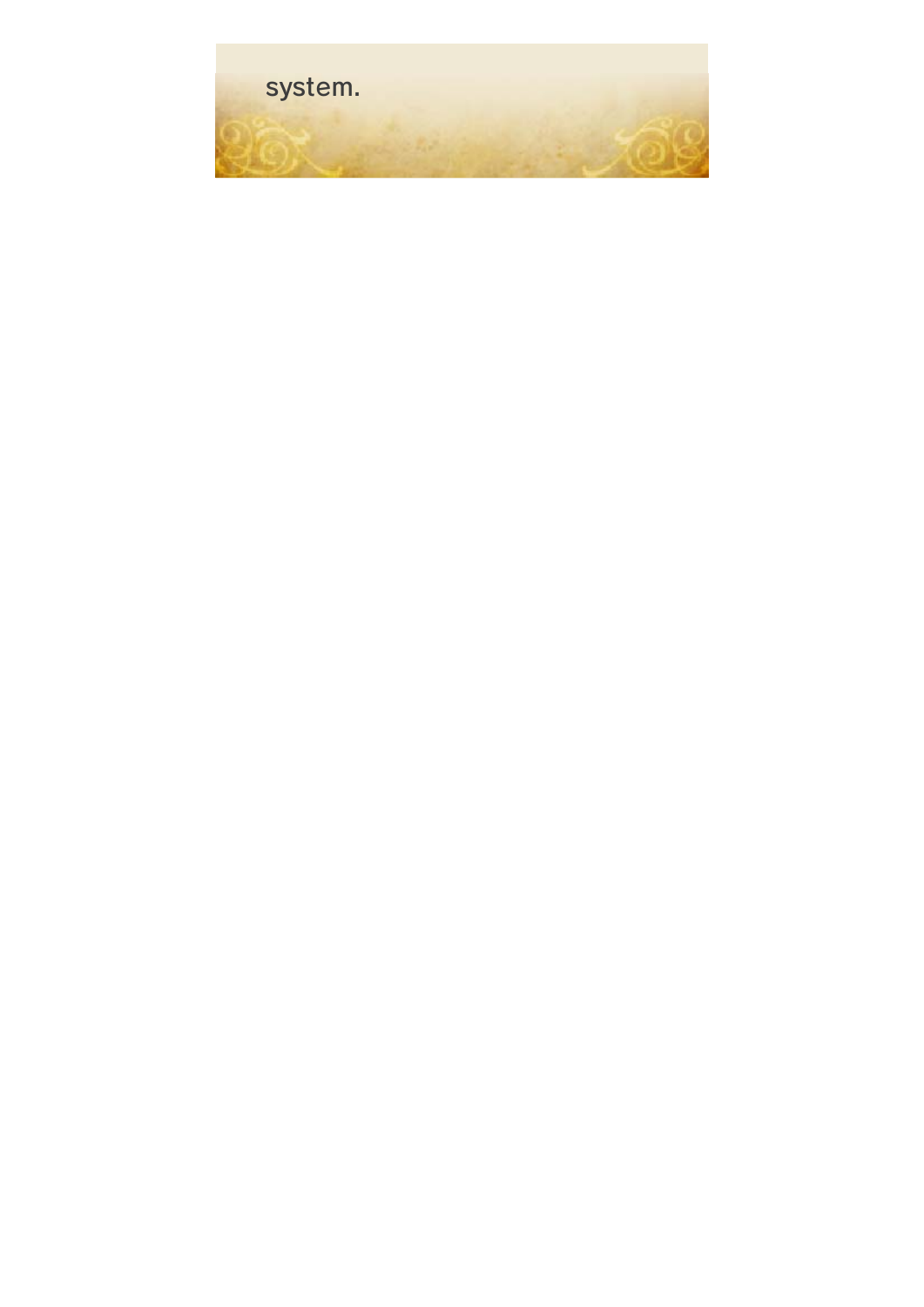system.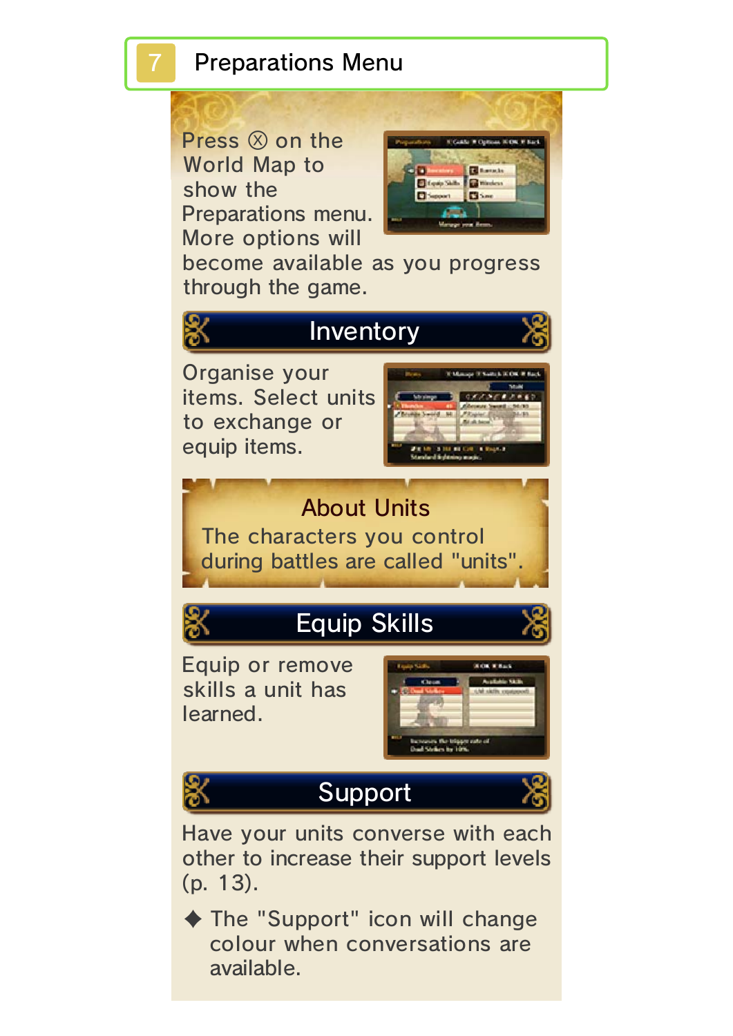# 7 Preparations Menu

Press ⓧ on the World Map to show the Preparations menu. More options will become available as you progress through the game.

## Inventory

Organise your items. Select units to exchange or equip items.

### About Units

The characters you control during battles are called "units".

## Equip Skills

Equip or remove skills a unit has learned.

## Support

Have your units converse with each other to increase their support levels (p. 13).

◆ The "Support" icon will change colour when conversations are available.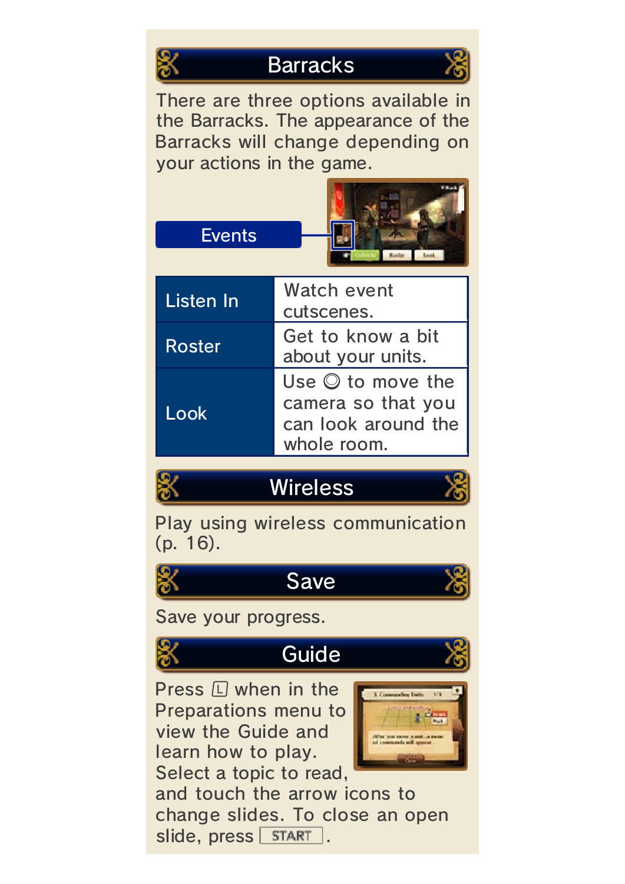## Barracks

There are three options available in the Barracks. The appearance of the Barracks will change depending on your actions in the game.

**Events**

| Events | |
|---|---|
| Listen In | Watch event cutscenes. |
| Roster | Get to know a bit about your units. |
| Look | Use ◎ to move the camera so that you can look around the whole room. |

## Wireless

Play using wireless communication (p. 16).

## Save

Save your progress.

## Guide

Press L when in the Preparations menu to view the Guide and learn how to play. Select a topic to read, and touch the arrow icons to change slides. To close an open slide, press START.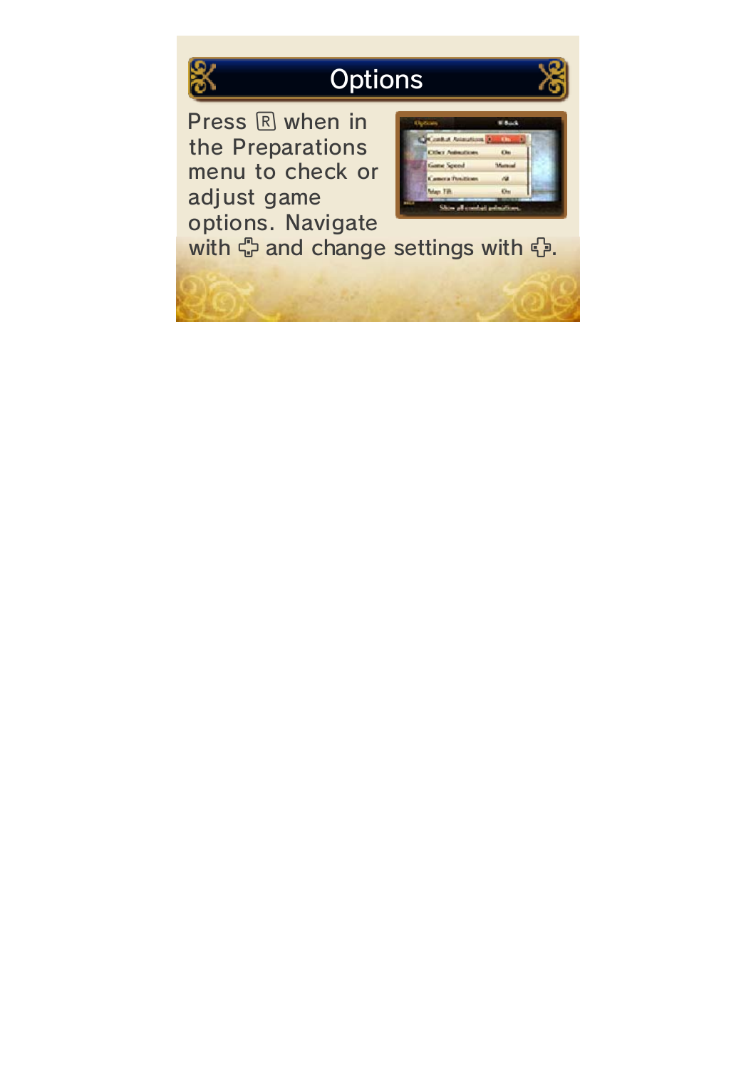# Options

Press Ⓡ when in the Preparations menu to check or adjust game options. Navigate with ✣ and change settings with ✣.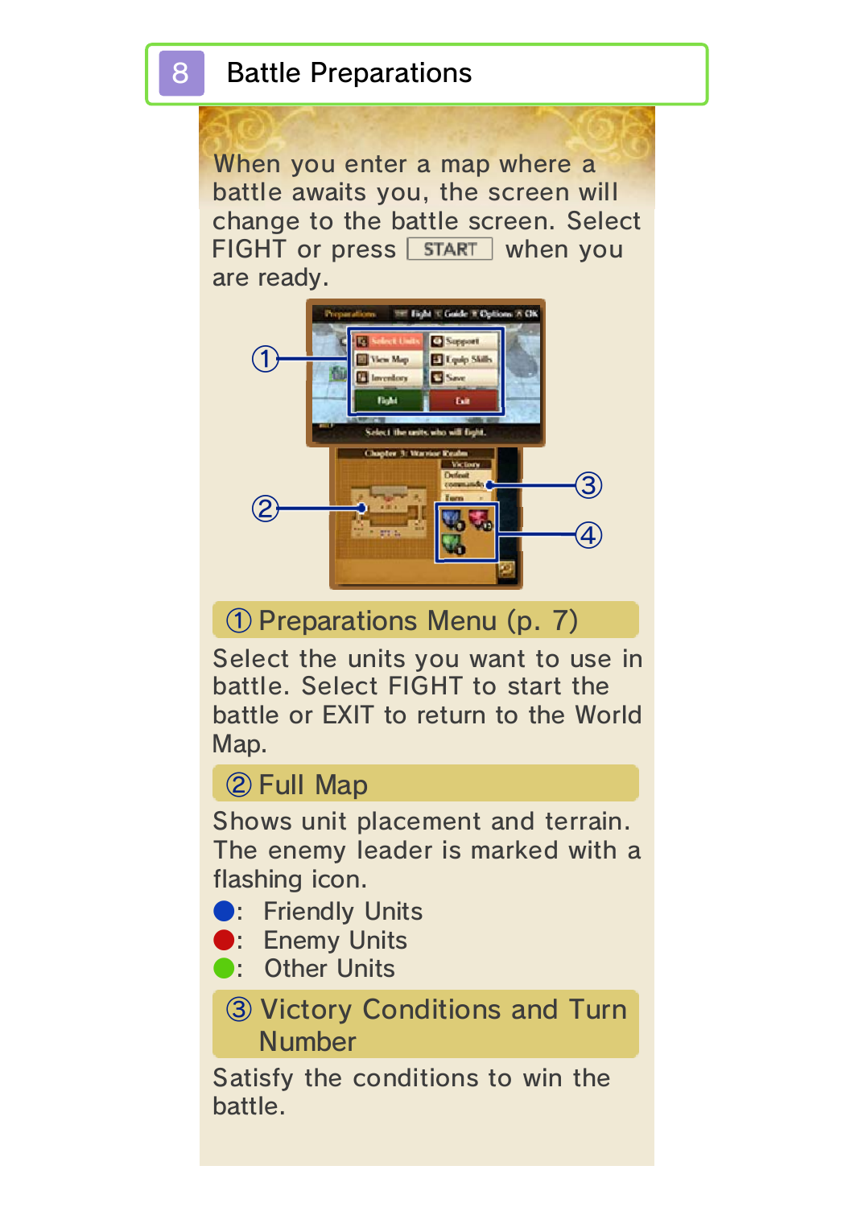# 8 Battle Preparations

When you enter a map where a battle awaits you, the screen will change to the battle screen. Select FIGHT or press START when you are ready.

### ① Preparations Menu (p. 7)

Select the units you want to use in battle. Select FIGHT to start the battle or EXIT to return to the World Map.

### ② Full Map

Shows unit placement and terrain. The enemy leader is marked with a flashing icon.

- Blue: Friendly Units
- Red: Enemy Units
- Green: Other Units

### ③ Victory Conditions and Turn Number

Satisfy the conditions to win the battle.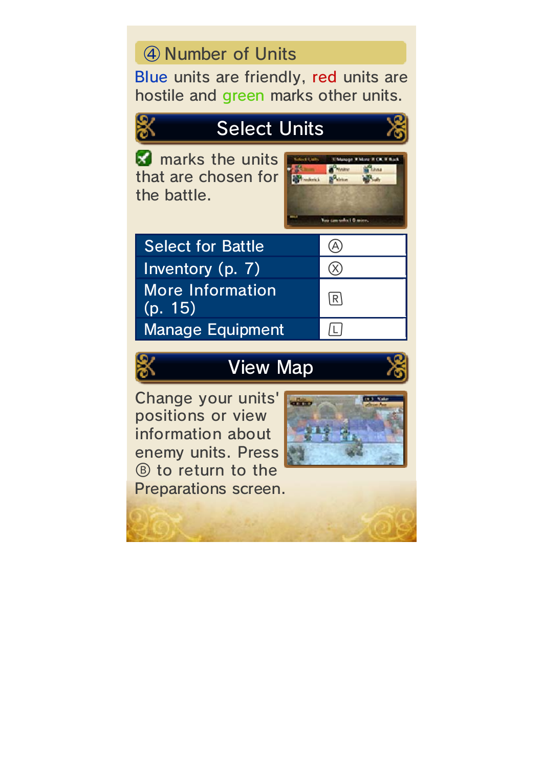### ④ Number of Units

Blue units are friendly, red units are hostile and green marks other units.

## Select Units

✅ marks the units that are chosen for the battle.

| Select for Battle | Ⓐ |
|---|---|
| Inventory (p. 7) | Ⓧ |
| More Information (p. 15) | R |
| Manage Equipment | L |

## View Map

Change your units' positions or view information about enemy units. Press Ⓑ to return to the Preparations screen.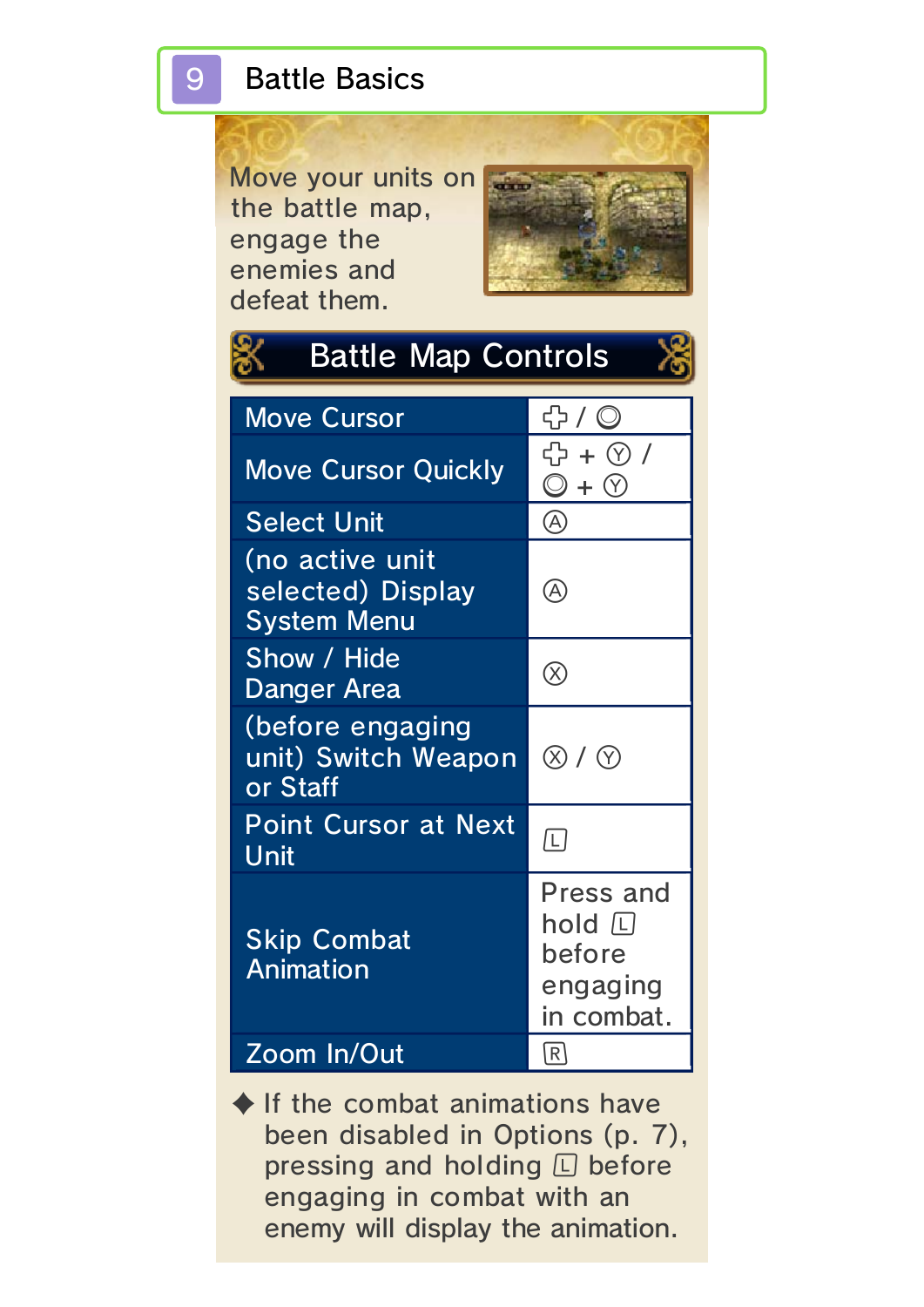# 9 Battle Basics

Move your units on the battle map, engage the enemies and defeat them.

## Battle Map Controls

| | |
|---|---|
| Move Cursor | ✜ / Ⓞ |
| Move Cursor Quickly | ✜ + Ⓨ / Ⓞ + Ⓨ |
| Select Unit | Ⓐ |
| (no active unit selected) Display System Menu | Ⓐ |
| Show / Hide Danger Area | Ⓧ |
| (before engaging unit) Switch Weapon or Staff | Ⓧ / Ⓨ |
| Point Cursor at Next Unit | L |
| Skip Combat Animation | Press and hold L before engaging in combat. |
| Zoom In/Out | R |

◆ If the combat animations have been disabled in Options (p. 7), pressing and holding L before engaging in combat with an enemy will display the animation.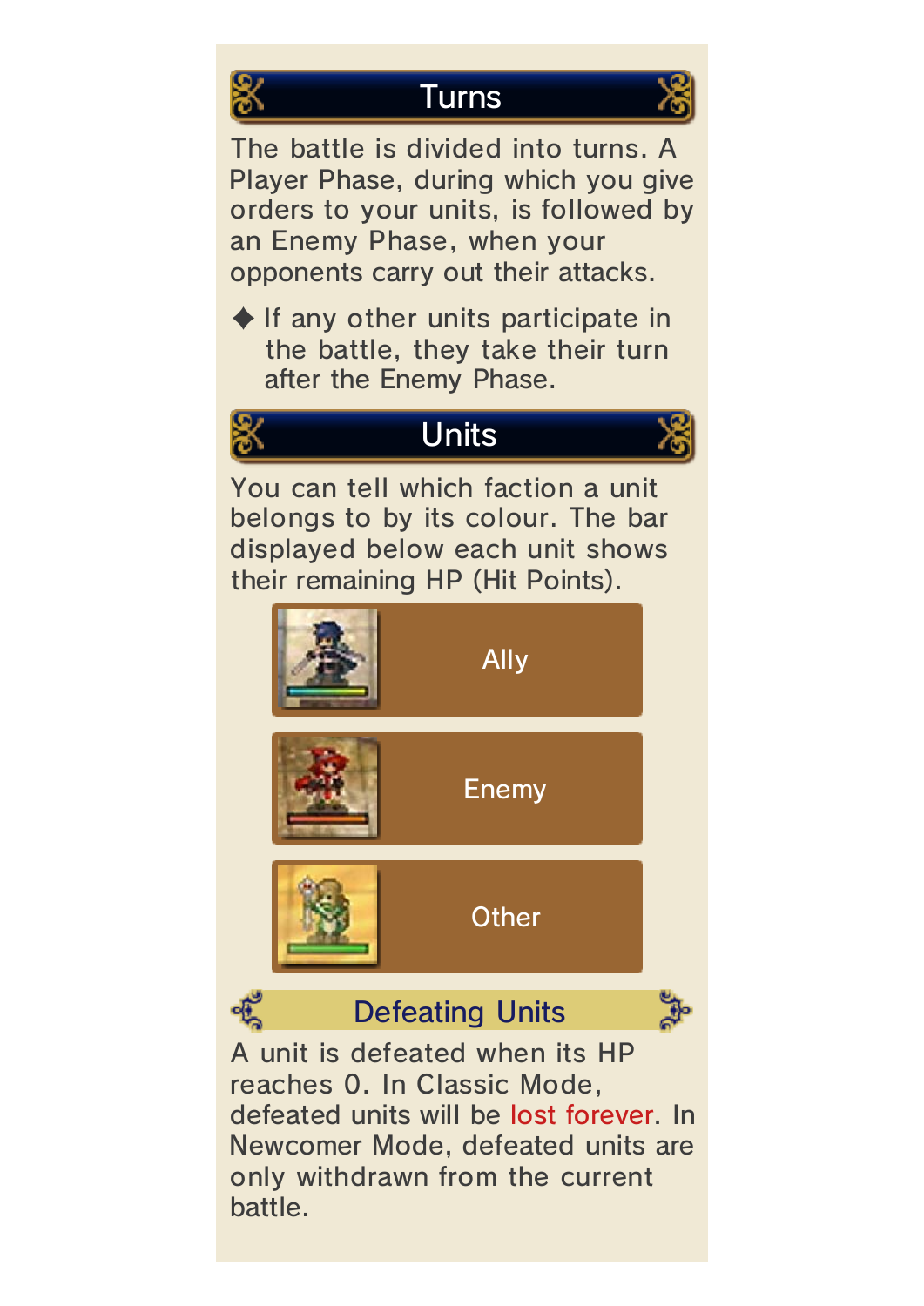## Turns

The battle is divided into turns. A Player Phase, during which you give orders to your units, is followed by an Enemy Phase, when your opponents carry out their attacks.

◆ If any other units participate in the battle, they take their turn after the Enemy Phase.

## Units

You can tell which faction a unit belongs to by its colour. The bar displayed below each unit shows their remaining HP (Hit Points).

- Ally
- Enemy
- Other

### Defeating Units

A unit is defeated when its HP reaches 0. In Classic Mode, defeated units will be lost forever. In Newcomer Mode, defeated units are only withdrawn from the current battle.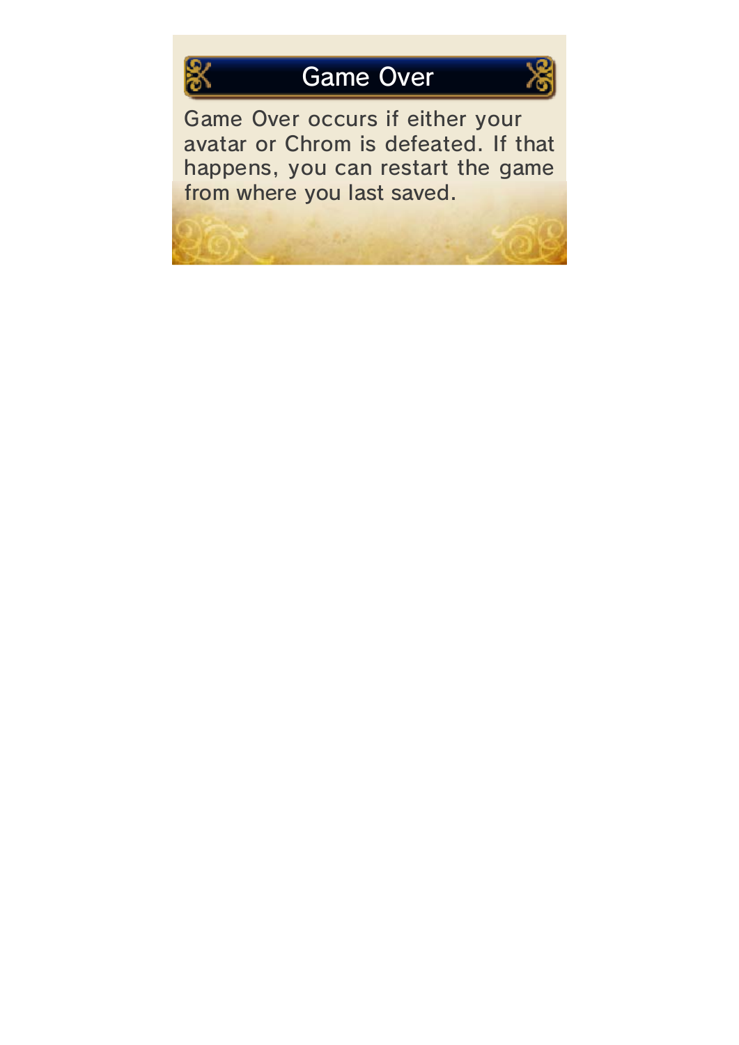## Game Over

Game Over occurs if either your avatar or Chrom is defeated. If that happens, you can restart the game from where you last saved.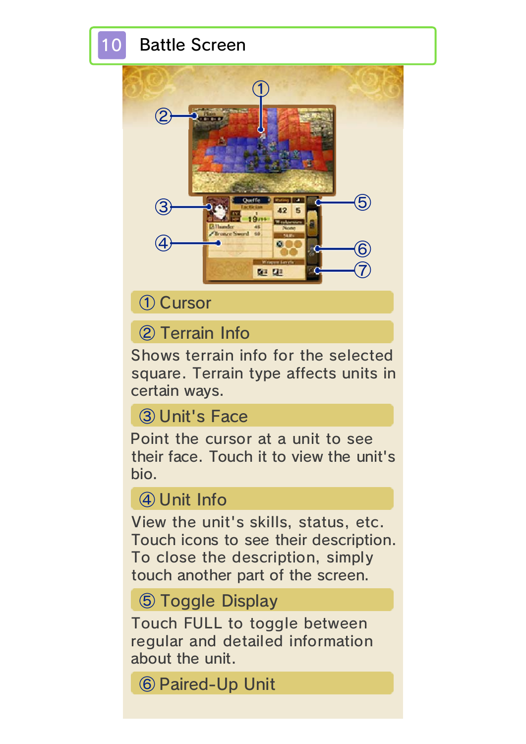## 10 Battle Screen

### ① Cursor

### ② Terrain Info

Shows terrain info for the selected square. Terrain type affects units in certain ways.

### ③ Unit's Face

Point the cursor at a unit to see their face. Touch it to view the unit's bio.

### ④ Unit Info

View the unit's skills, status, etc. Touch icons to see their description. To close the description, simply touch another part of the screen.

### ⑤ Toggle Display

Touch FULL to toggle between regular and detailed information about the unit.

### ⑥ Paired-Up Unit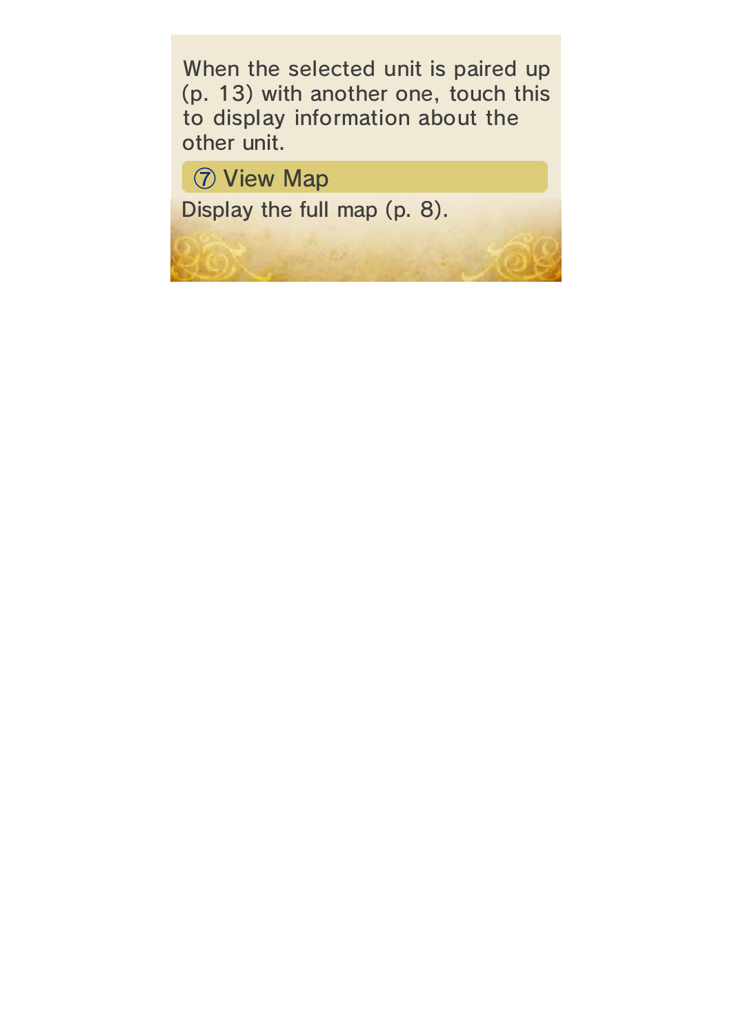When the selected unit is paired up (p. 13) with another one, touch this to display information about the other unit.

### ⑦ View Map

Display the full map (p. 8).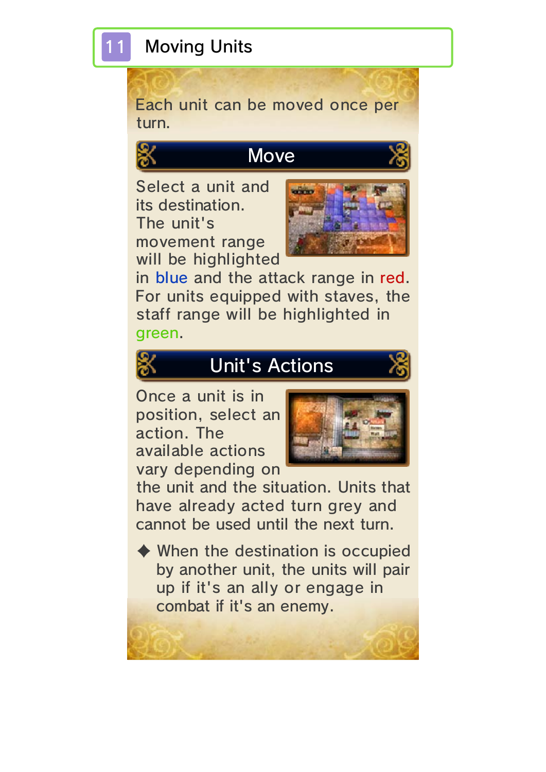# 11 Moving Units

Each unit can be moved once per turn.

## Move

Select a unit and its destination. The unit's movement range will be highlighted in blue and the attack range in red. For units equipped with staves, the staff range will be highlighted in green.

## Unit's Actions

Once a unit is in position, select an action. The available actions vary depending on the unit and the situation. Units that have already acted turn grey and cannot be used until the next turn.

✦ When the destination is occupied by another unit, the units will pair up if it's an ally or engage in combat if it's an enemy.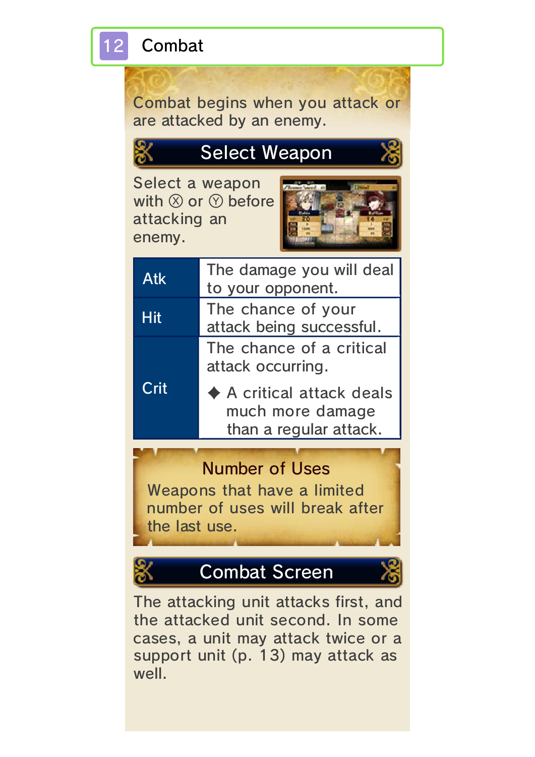# 12 Combat

Combat begins when you attack or are attacked by an enemy.

## Select Weapon

Select a weapon with Ⓧ or Ⓨ before attacking an enemy.

| | |
|---|---|
| Atk | The damage you will deal to your opponent. |
| Hit | The chance of your attack being successful. |
| Crit | The chance of a critical attack occurring.<br>◆ A critical attack deals much more damage than a regular attack. |

### Number of Uses

Weapons that have a limited number of uses will break after the last use.

## Combat Screen

The attacking unit attacks first, and the attacked unit second. In some cases, a unit may attack twice or a support unit (p. 13) may attack as well.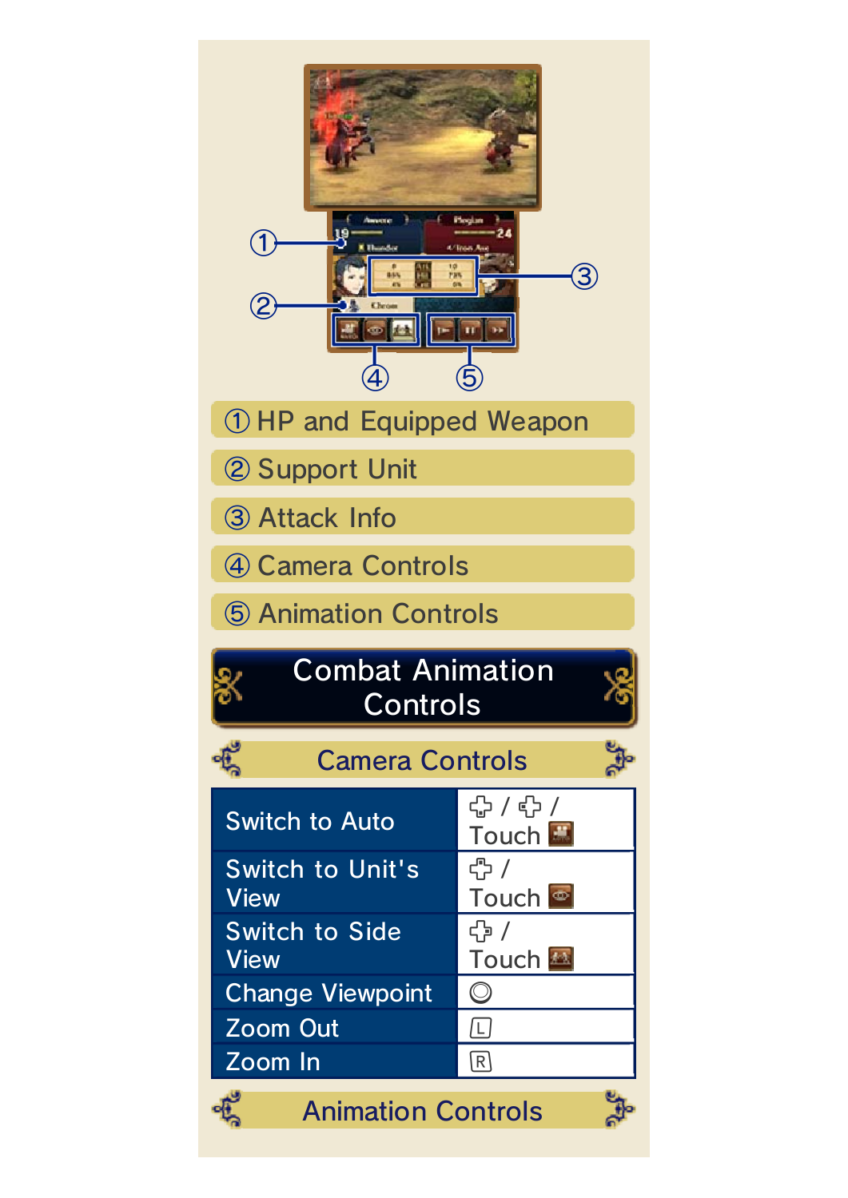① HP and Equipped Weapon

② Support Unit

③ Attack Info

④ Camera Controls

⑤ Animation Controls

## Combat Animation Controls

### Camera Controls

| | |
|---|---|
| Switch to Auto | ✚ / ✚ / Touch |
| Switch to Unit's View | ✚ / Touch |
| Switch to Side View | ✚ / Touch |
| Change Viewpoint | ◎ |
| Zoom Out | L |
| Zoom In | R |

### Animation Controls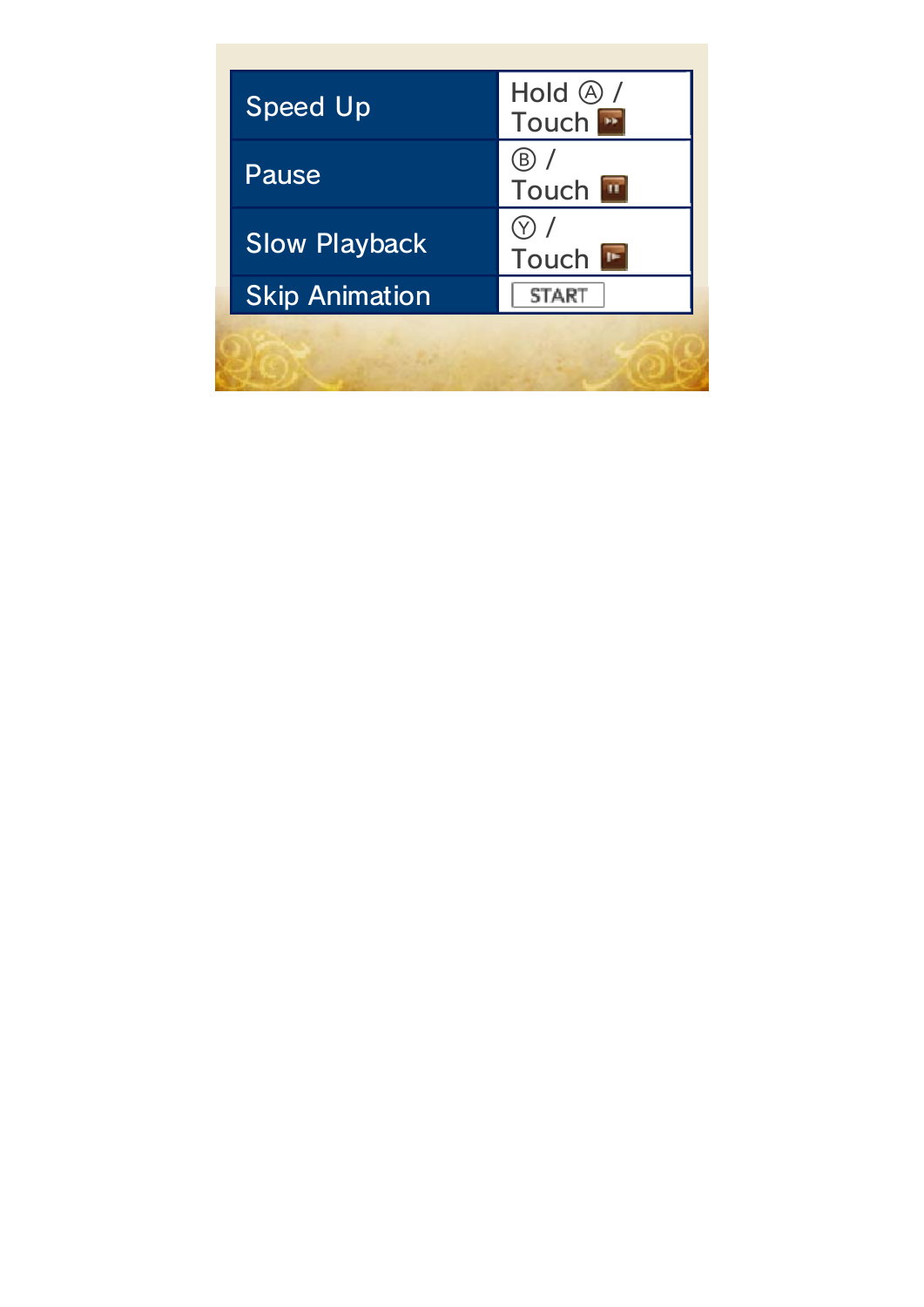| Speed Up | Hold Ⓐ / Touch ⏩ |
|---|---|
| Pause | Ⓑ / Touch ⏸ |
| Slow Playback | Ⓨ / Touch ▶ |
| Skip Animation | START |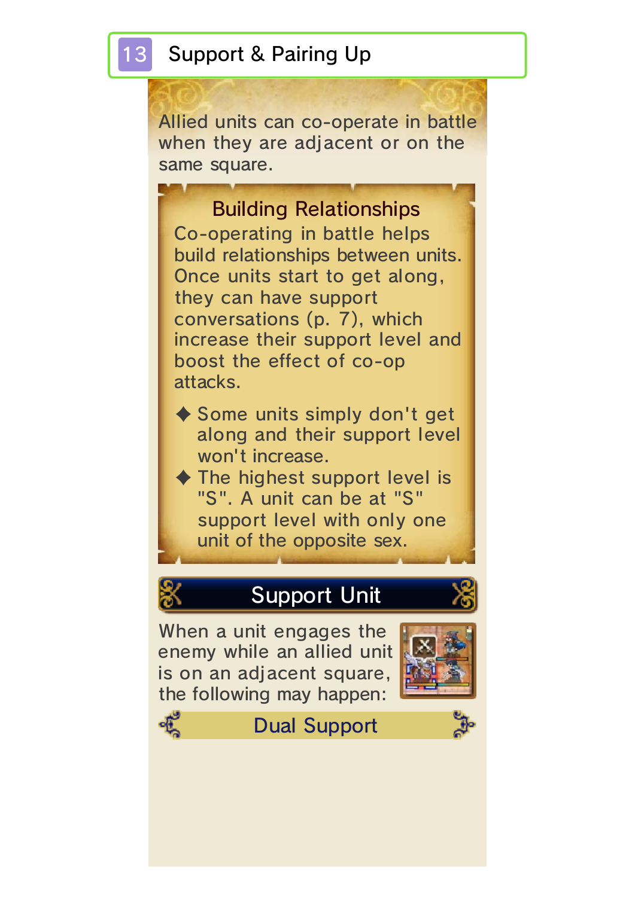# 13 Support & Pairing Up

Allied units can co-operate in battle when they are adjacent or on the same square.

### Building Relationships

Co-operating in battle helps build relationships between units. Once units start to get along, they can have support conversations (p. 7), which increase their support level and boost the effect of co-op attacks.

- ✦ Some units simply don't get along and their support level won't increase.
- ✦ The highest support level is "S". A unit can be at "S" support level with only one unit of the opposite sex.

## Support Unit

When a unit engages the enemy while an allied unit is on an adjacent square, the following may happen:

### Dual Support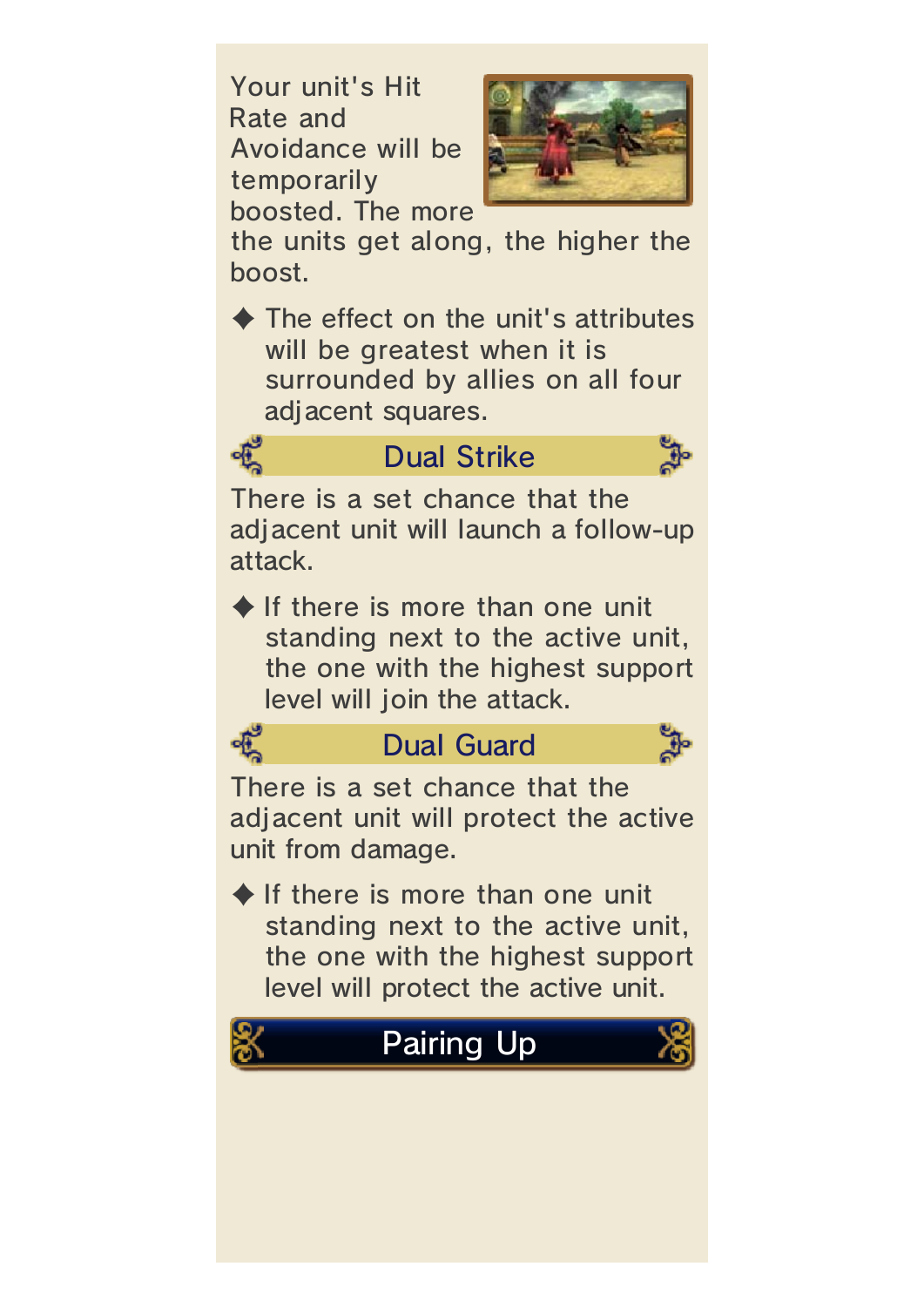Your unit's Hit Rate and Avoidance will be temporarily boosted. The more the units get along, the higher the boost.

◆ The effect on the unit's attributes will be greatest when it is surrounded by allies on all four adjacent squares.

### Dual Strike

There is a set chance that the adjacent unit will launch a follow-up attack.

◆ If there is more than one unit standing next to the active unit, the one with the highest support level will join the attack.

### Dual Guard

There is a set chance that the adjacent unit will protect the active unit from damage.

◆ If there is more than one unit standing next to the active unit, the one with the highest support level will protect the active unit.

## Pairing Up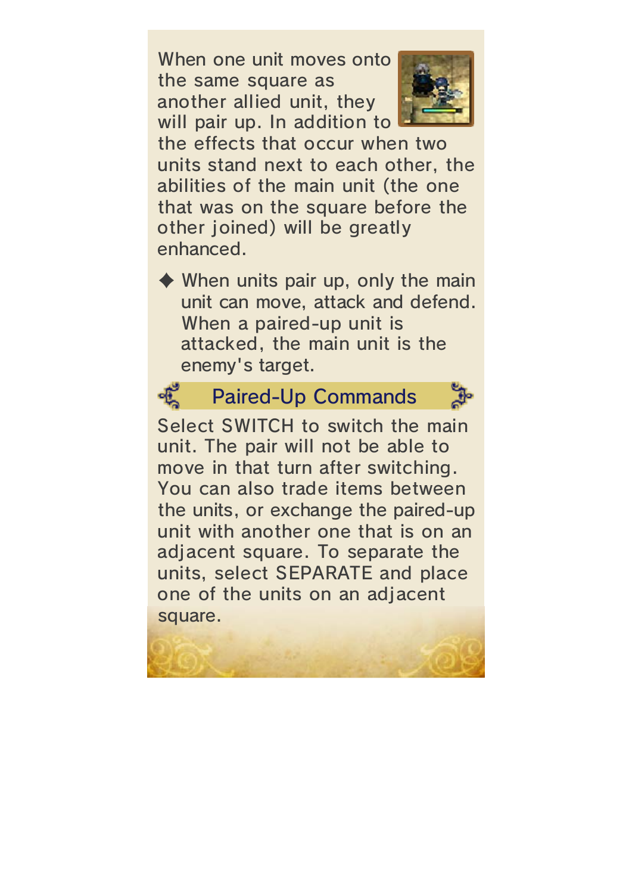When one unit moves onto the same square as another allied unit, they will pair up. In addition to the effects that occur when two units stand next to each other, the abilities of the main unit (the one that was on the square before the other joined) will be greatly enhanced.

◆ When units pair up, only the main unit can move, attack and defend. When a paired-up unit is attacked, the main unit is the enemy's target.

## Paired-Up Commands

Select SWITCH to switch the main unit. The pair will not be able to move in that turn after switching. You can also trade items between the units, or exchange the paired-up unit with another one that is on an adjacent square. To separate the units, select SEPARATE and place one of the units on an adjacent square.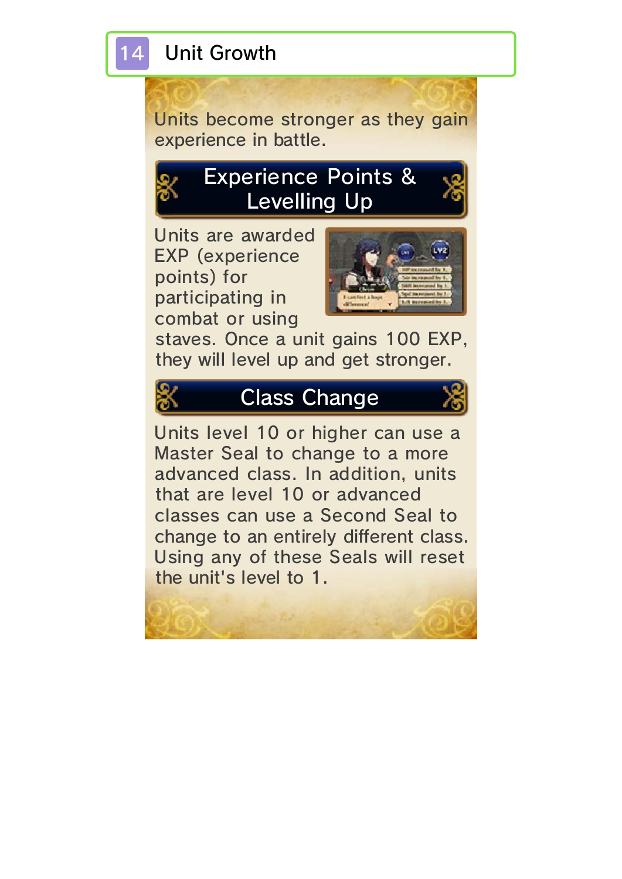# 14 Unit Growth

Units become stronger as they gain experience in battle.

## Experience Points & Levelling Up

Units are awarded EXP (experience points) for participating in combat or using staves. Once a unit gains 100 EXP, they will level up and get stronger.

## Class Change

Units level 10 or higher can use a Master Seal to change to a more advanced class. In addition, units that are level 10 or advanced classes can use a Second Seal to change to an entirely different class. Using any of these Seals will reset the unit's level to 1.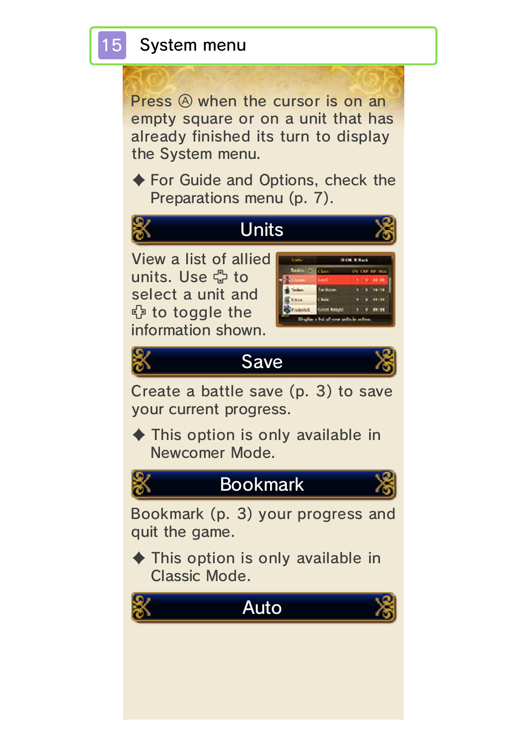# 15 System menu

Press Ⓐ when the cursor is on an empty square or on a unit that has already finished its turn to display the System menu.

◆ For Guide and Options, check the Preparations menu (p. 7).

## Units

View a list of allied units. Use ✙ to select a unit and ✙ to toggle the information shown.

## Save

Create a battle save (p. 3) to save your current progress.

◆ This option is only available in Newcomer Mode.

## Bookmark

Bookmark (p. 3) your progress and quit the game.

◆ This option is only available in Classic Mode.

## Auto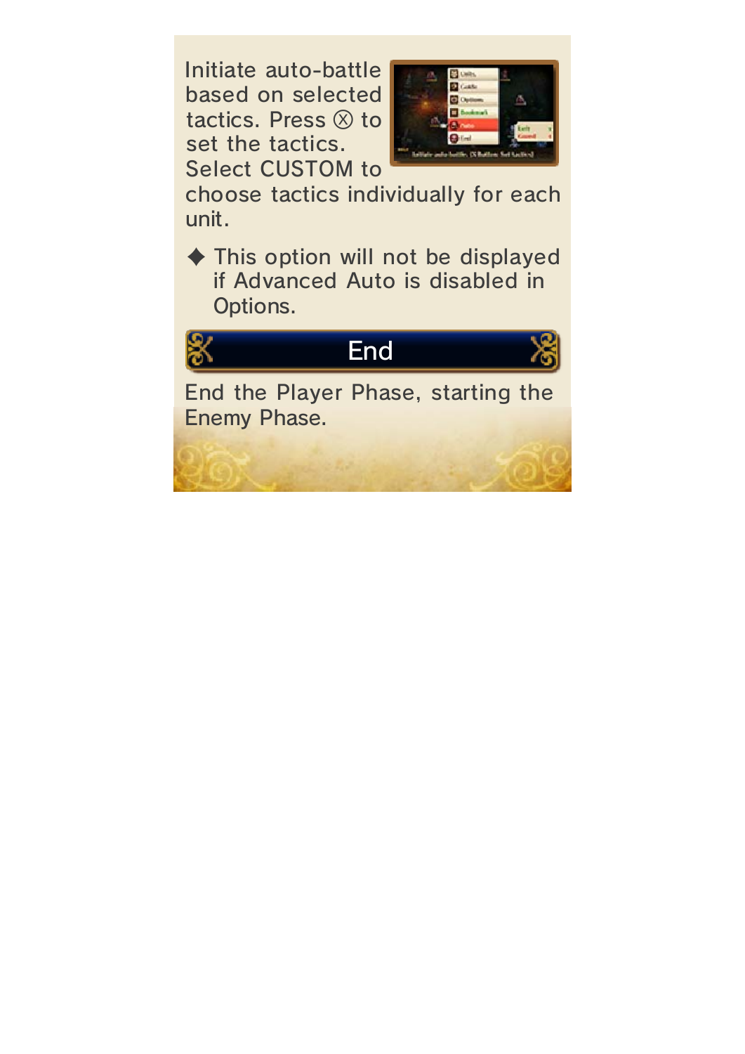Initiate auto-battle based on selected tactics. Press Ⓧ to set the tactics. Select CUSTOM to choose tactics individually for each unit.

◆ This option will not be displayed if Advanced Auto is disabled in Options.

## End

End the Player Phase, starting the Enemy Phase.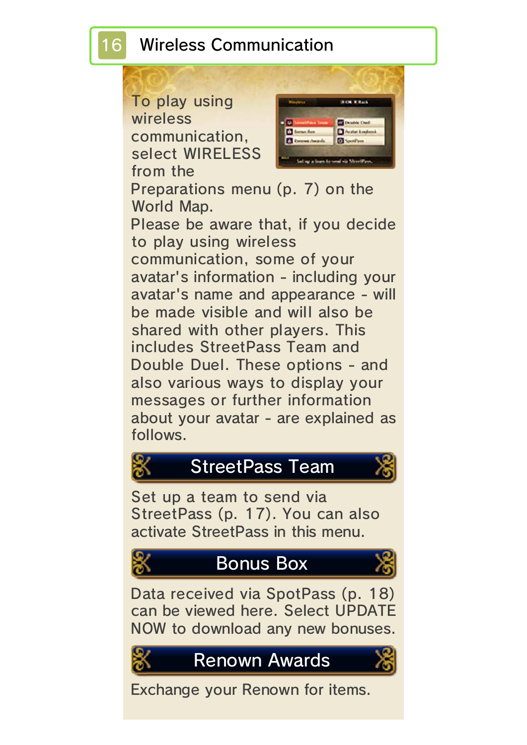# 16 Wireless Communication

To play using wireless communication, select WIRELESS from the Preparations menu (p. 7) on the World Map.

Please be aware that, if you decide to play using wireless communication, some of your avatar's information - including your avatar's name and appearance - will be made visible and will also be shared with other players. This includes StreetPass Team and Double Duel. These options - and also various ways to display your messages or further information about your avatar - are explained as follows.

## StreetPass Team

Set up a team to send via StreetPass (p. 17). You can also activate StreetPass in this menu.

## Bonus Box

Data received via SpotPass (p. 18) can be viewed here. Select UPDATE NOW to download any new bonuses.

## Renown Awards

Exchange your Renown for items.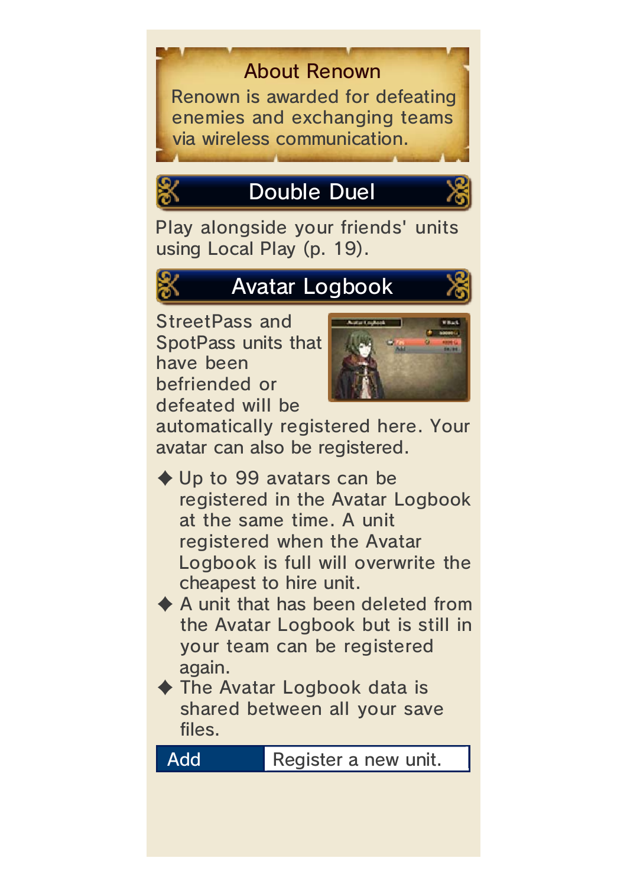### About Renown

Renown is awarded for defeating enemies and exchanging teams via wireless communication.

## Double Duel

Play alongside your friends' units using Local Play (p. 19).

## Avatar Logbook

StreetPass and SpotPass units that have been befriended or defeated will be automatically registered here. Your avatar can also be registered.

- ◆ Up to 99 avatars can be registered in the Avatar Logbook at the same time. A unit registered when the Avatar Logbook is full will overwrite the cheapest to hire unit.
- ◆ A unit that has been deleted from the Avatar Logbook but is still in your team can be registered again.
- ◆ The Avatar Logbook data is shared between all your save files.

| Add | Register a new unit. |
| --- | --- |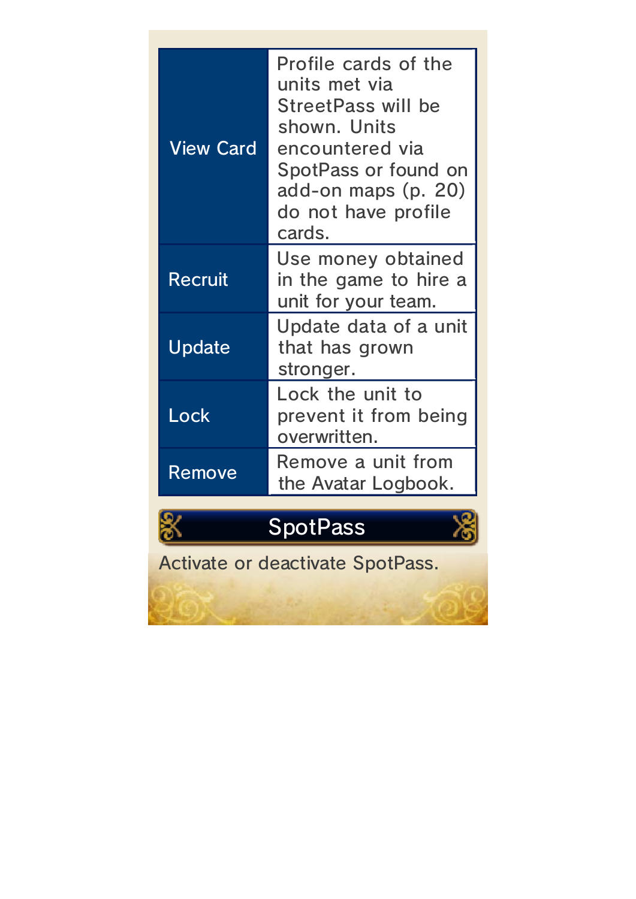| | |
|---|---|
| View Card | Profile cards of the units met via StreetPass will be shown. Units encountered via SpotPass or found on add-on maps (p. 20) do not have profile cards. |
| Recruit | Use money obtained in the game to hire a unit for your team. |
| Update | Update data of a unit that has grown stronger. |
| Lock | Lock the unit to prevent it from being overwritten. |
| Remove | Remove a unit from the Avatar Logbook. |

## SpotPass

Activate or deactivate SpotPass.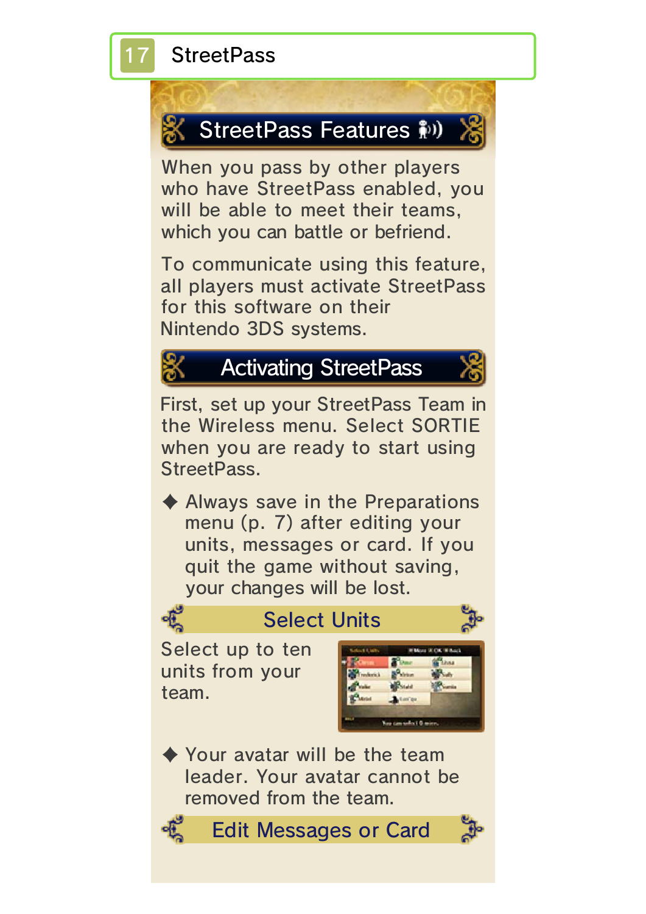# 17 StreetPass

## StreetPass Features

When you pass by other players who have StreetPass enabled, you will be able to meet their teams, which you can battle or befriend.

To communicate using this feature, all players must activate StreetPass for this software on their Nintendo 3DS systems.

## Activating StreetPass

First, set up your StreetPass Team in the Wireless menu. Select SORTIE when you are ready to start using StreetPass.

◆ Always save in the Preparations menu (p. 7) after editing your units, messages or card. If you quit the game without saving, your changes will be lost.

### Select Units

Select up to ten units from your team.

◆ Your avatar will be the team leader. Your avatar cannot be removed from the team.

### Edit Messages or Card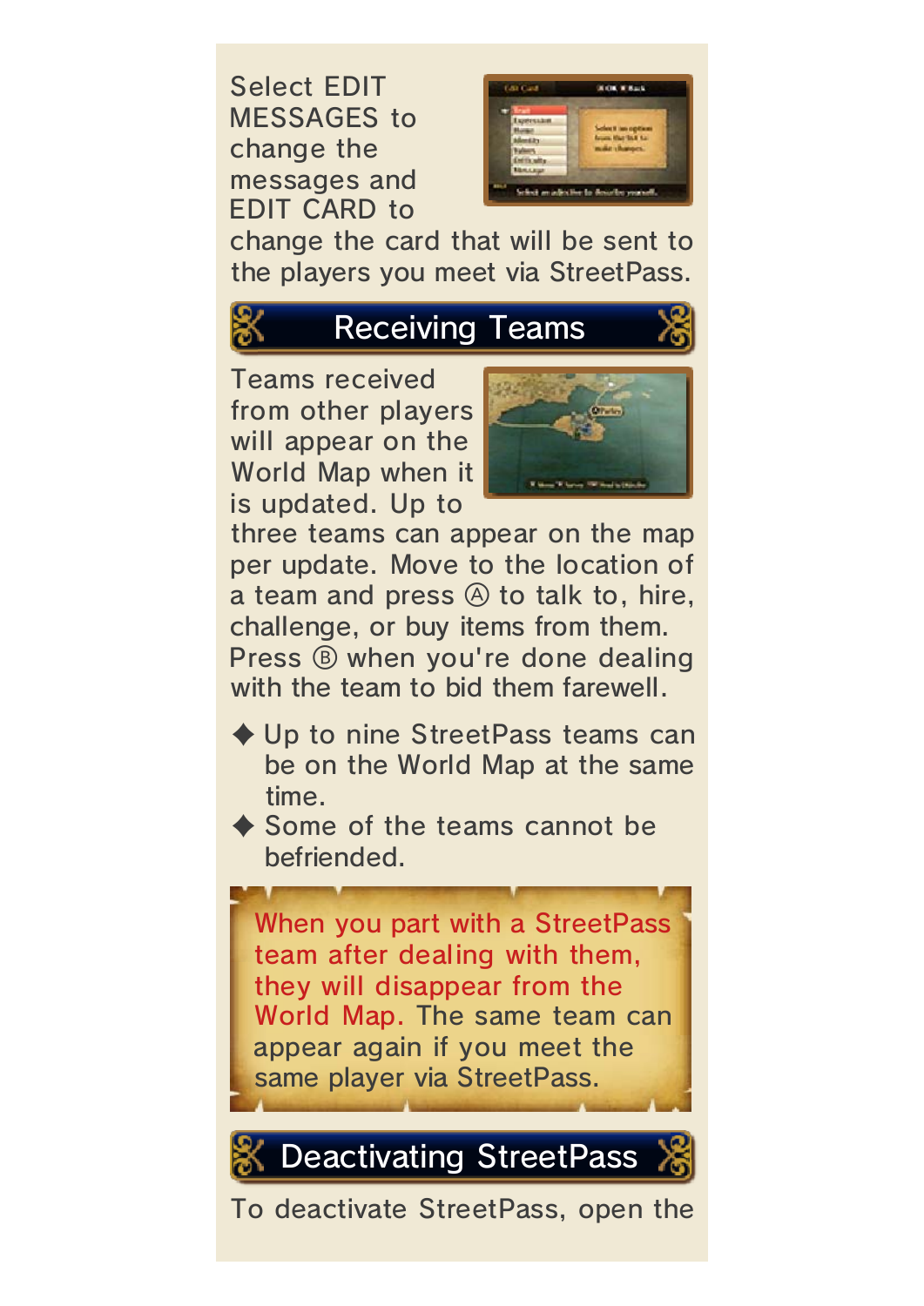Select EDIT MESSAGES to change the messages and EDIT CARD to change the card that will be sent to the players you meet via StreetPass.

## Receiving Teams

Teams received from other players will appear on the World Map when it is updated. Up to three teams can appear on the map per update. Move to the location of a team and press Ⓐ to talk to, hire, challenge, or buy items from them. Press Ⓑ when you're done dealing with the team to bid them farewell.

- Up to nine StreetPass teams can be on the World Map at the same time.
- Some of the teams cannot be befriended.

When you part with a StreetPass team after dealing with them, they will disappear from the World Map. The same team can appear again if you meet the same player via StreetPass.

## Deactivating StreetPass

To deactivate StreetPass, open the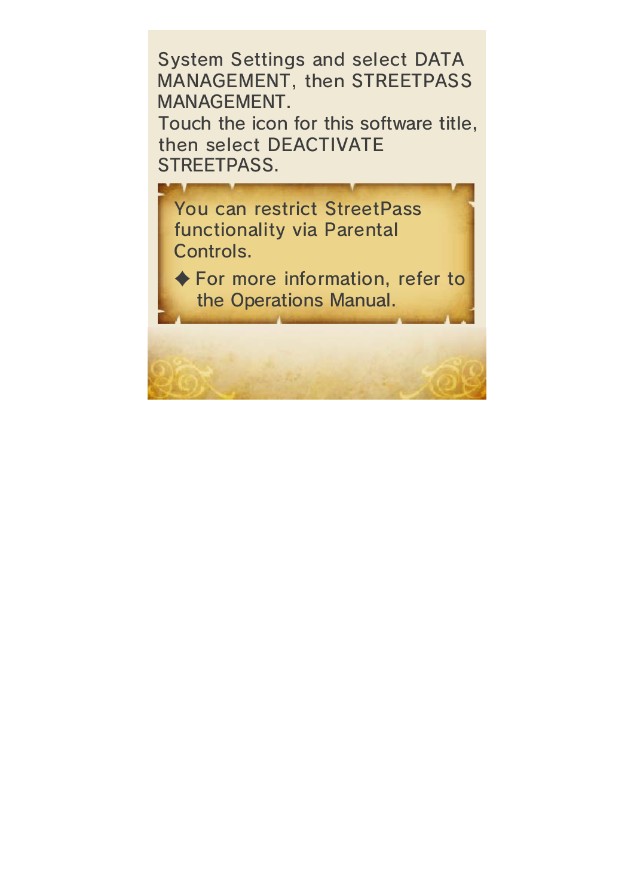System Settings and select DATA MANAGEMENT, then STREETPASS MANAGEMENT.
Touch the icon for this software title, then select DEACTIVATE STREETPASS.

> You can restrict StreetPass functionality via Parental Controls.
>
> ◆ For more information, refer to the Operations Manual.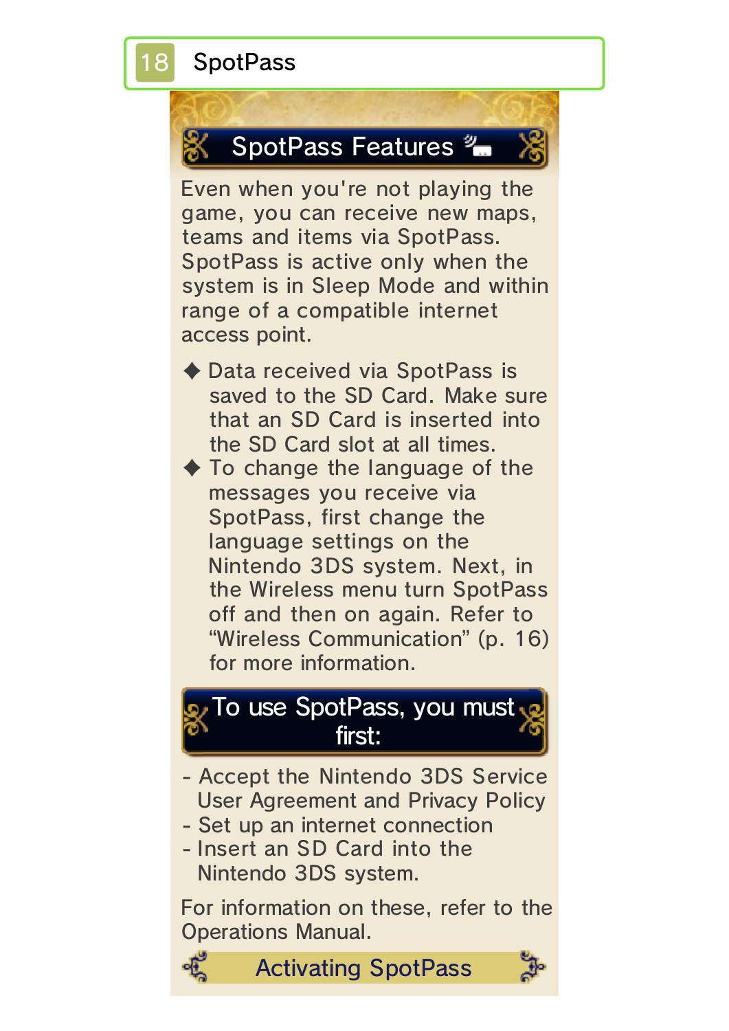# 18 SpotPass

## SpotPass Features

Even when you're not playing the game, you can receive new maps, teams and items via SpotPass. SpotPass is active only when the system is in Sleep Mode and within range of a compatible internet access point.

◆ Data received via SpotPass is saved to the SD Card. Make sure that an SD Card is inserted into the SD Card slot at all times.

◆ To change the language of the messages you receive via SpotPass, first change the language settings on the Nintendo 3DS system. Next, in the Wireless menu turn SpotPass off and then on again. Refer to "Wireless Communication" (p. 16) for more information.

## To use SpotPass, you must first:

- Accept the Nintendo 3DS Service User Agreement and Privacy Policy
- Set up an internet connection
- Insert an SD Card into the Nintendo 3DS system.

For information on these, refer to the Operations Manual.

### Activating SpotPass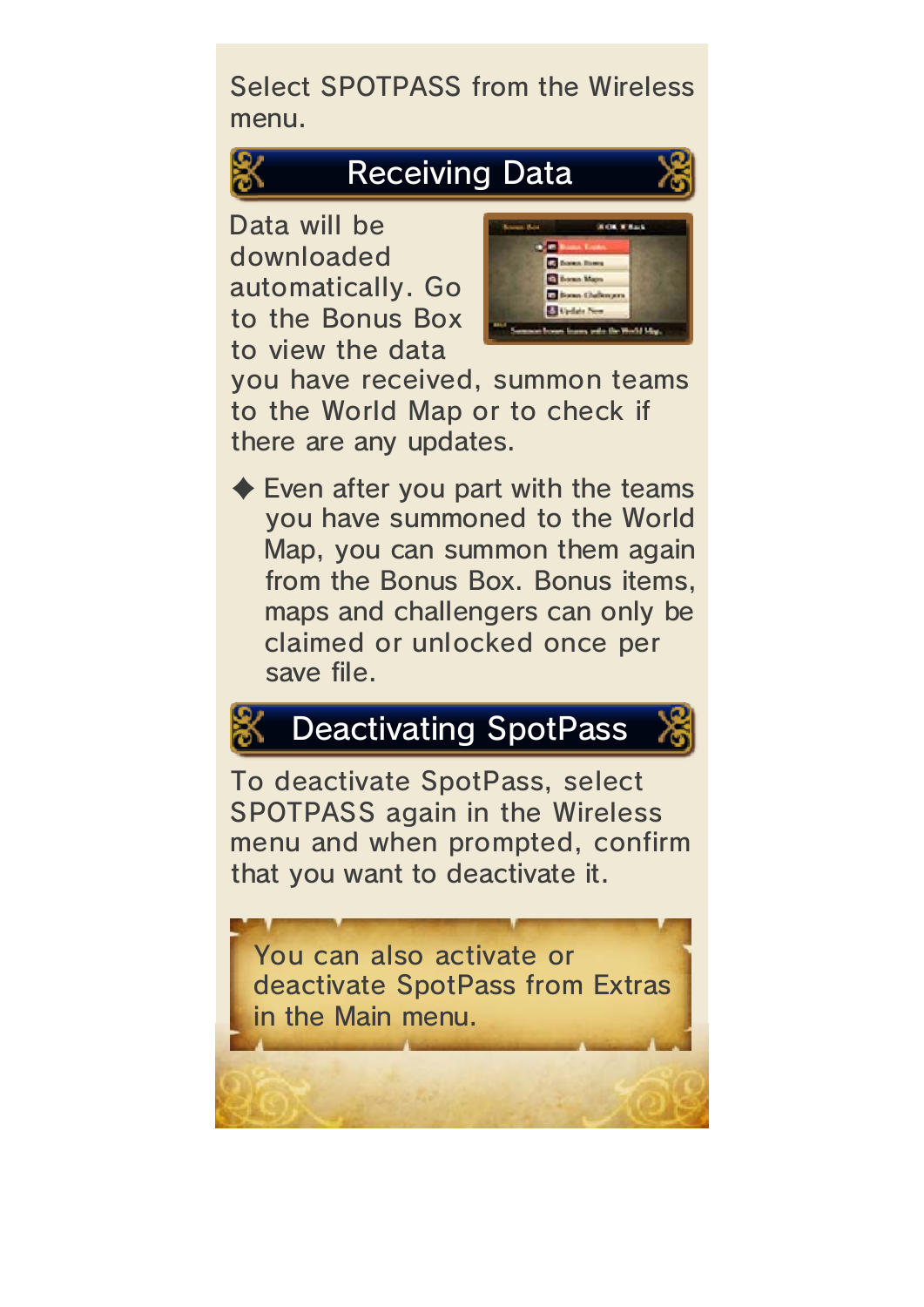Select SPOTPASS from the Wireless menu.

## Receiving Data

Data will be downloaded automatically. Go to the Bonus Box to view the data you have received, summon teams to the World Map or to check if there are any updates.

◆ Even after you part with the teams you have summoned to the World Map, you can summon them again from the Bonus Box. Bonus items, maps and challengers can only be claimed or unlocked once per save file.

## Deactivating SpotPass

To deactivate SpotPass, select SPOTPASS again in the Wireless menu and when prompted, confirm that you want to deactivate it.

You can also activate or deactivate SpotPass from Extras in the Main menu.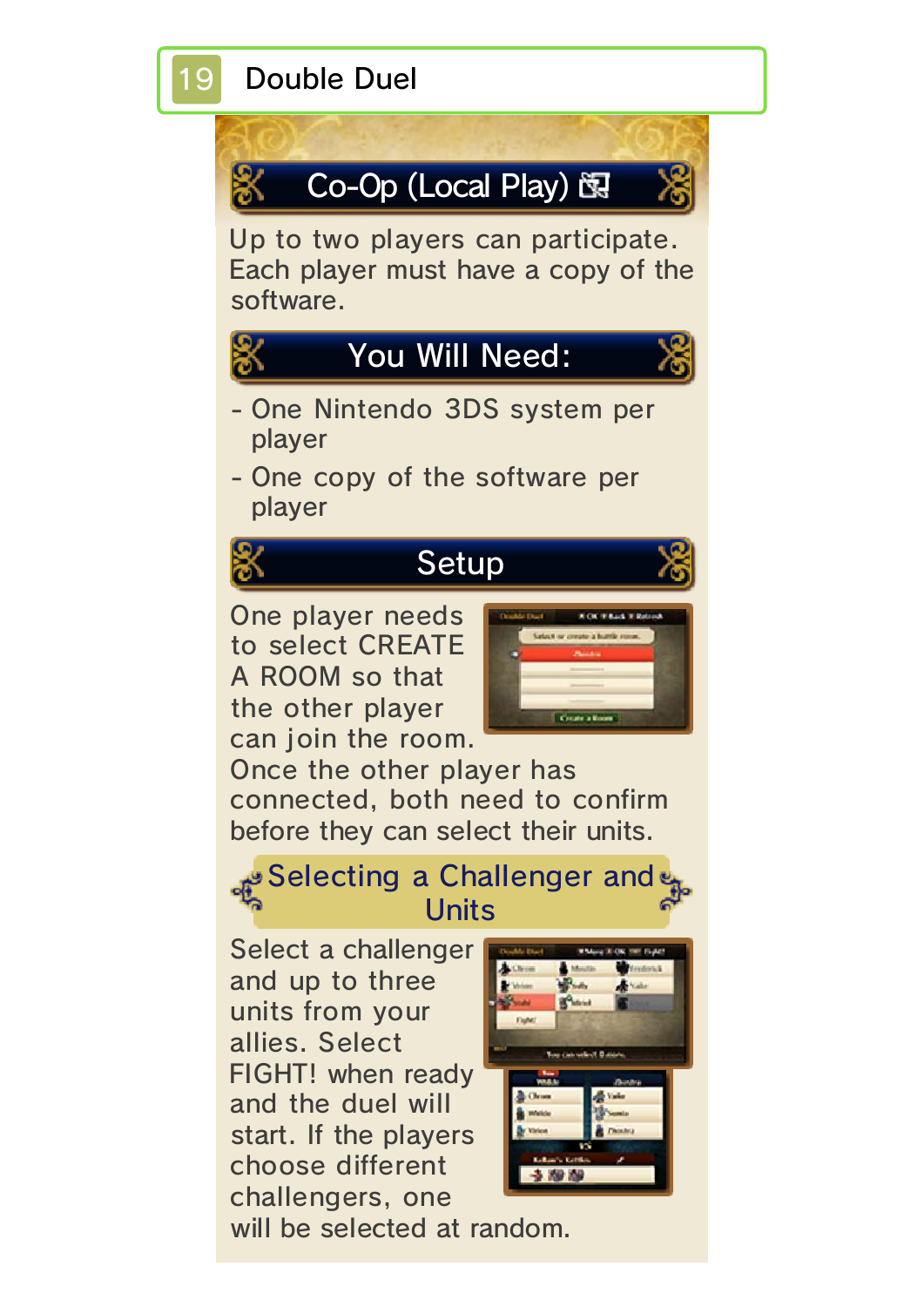# 19 Double Duel

## Co-Op (Local Play)

Up to two players can participate. Each player must have a copy of the software.

## You Will Need:

- One Nintendo 3DS system per player
- One copy of the software per player

## Setup

One player needs to select CREATE A ROOM so that the other player can join the room. Once the other player has connected, both need to confirm before they can select their units.

### Selecting a Challenger and Units

Select a challenger and up to three units from your allies. Select FIGHT! when ready and the duel will start. If the players choose different challengers, one will be selected at random.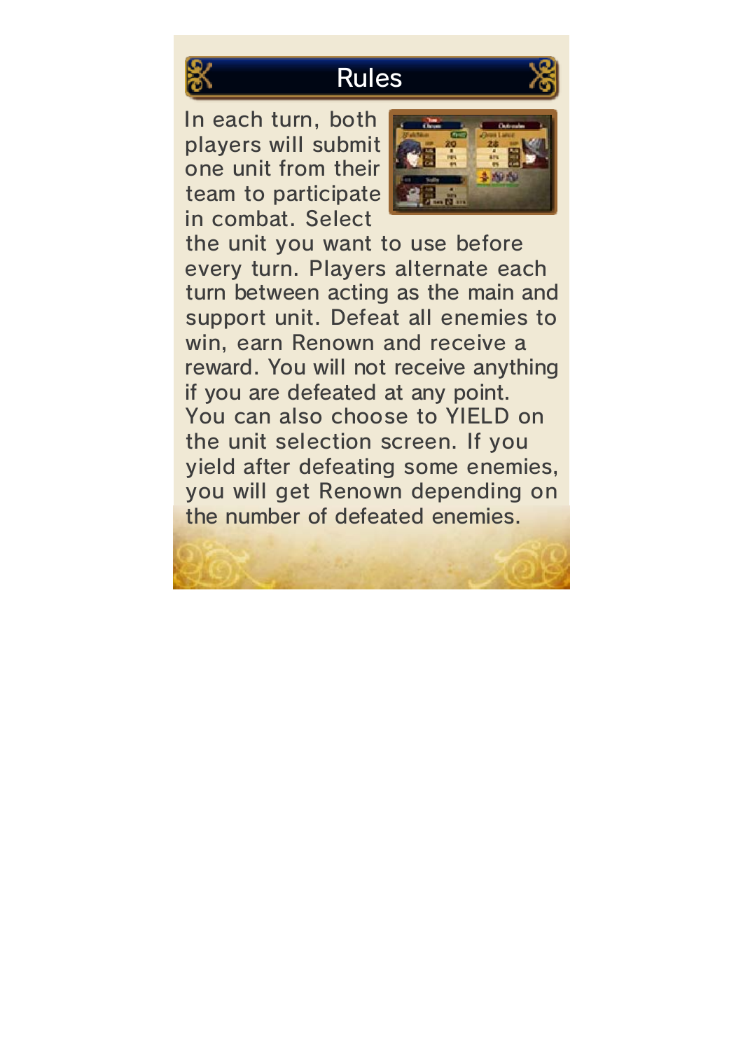## Rules

In each turn, both players will submit one unit from their team to participate in combat. Select the unit you want to use before every turn. Players alternate each turn between acting as the main and support unit. Defeat all enemies to win, earn Renown and receive a reward. You will not receive anything if you are defeated at any point. You can also choose to YIELD on the unit selection screen. If you yield after defeating some enemies, you will get Renown depending on the number of defeated enemies.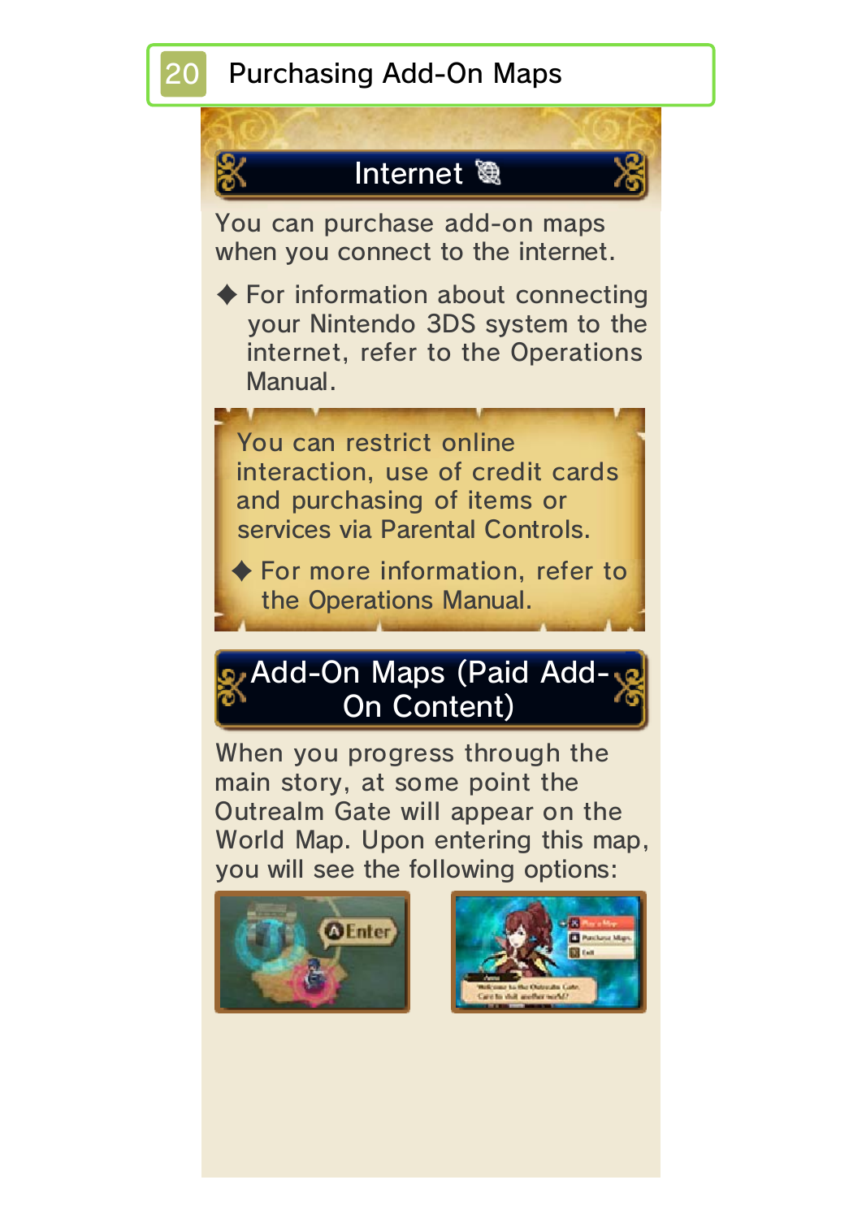# 20 Purchasing Add-On Maps

## Internet

You can purchase add-on maps when you connect to the internet.

◆ For information about connecting your Nintendo 3DS system to the internet, refer to the Operations Manual.

You can restrict online interaction, use of credit cards and purchasing of items or services via Parental Controls.

◆ For more information, refer to the Operations Manual.

## Add-On Maps (Paid Add-On Content)

When you progress through the main story, at some point the Outrealm Gate will appear on the World Map. Upon entering this map, you will see the following options: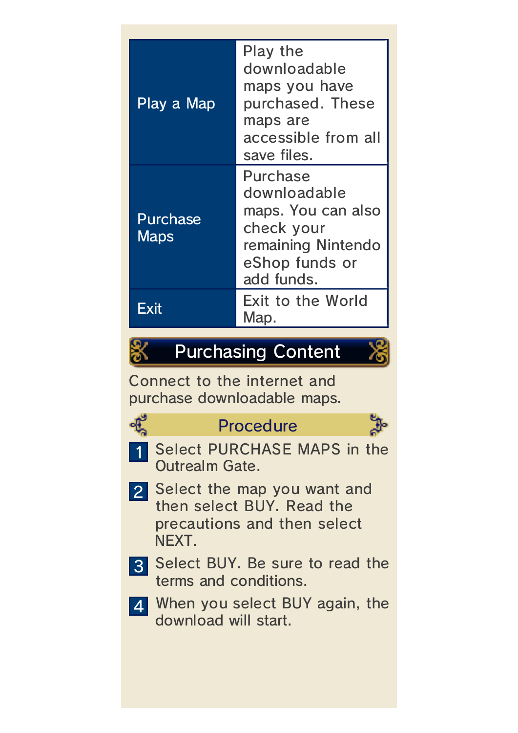| | |
|---|---|
| Play a Map | Play the downloadable maps you have purchased. These maps are accessible from all save files. |
| Purchase Maps | Purchase downloadable maps. You can also check your remaining Nintendo eShop funds or add funds. |
| Exit | Exit to the World Map. |

## Purchasing Content

Connect to the internet and purchase downloadable maps.

### Procedure

1. Select PURCHASE MAPS in the Outrealm Gate.
2. Select the map you want and then select BUY. Read the precautions and then select NEXT.
3. Select BUY. Be sure to read the terms and conditions.
4. When you select BUY again, the download will start.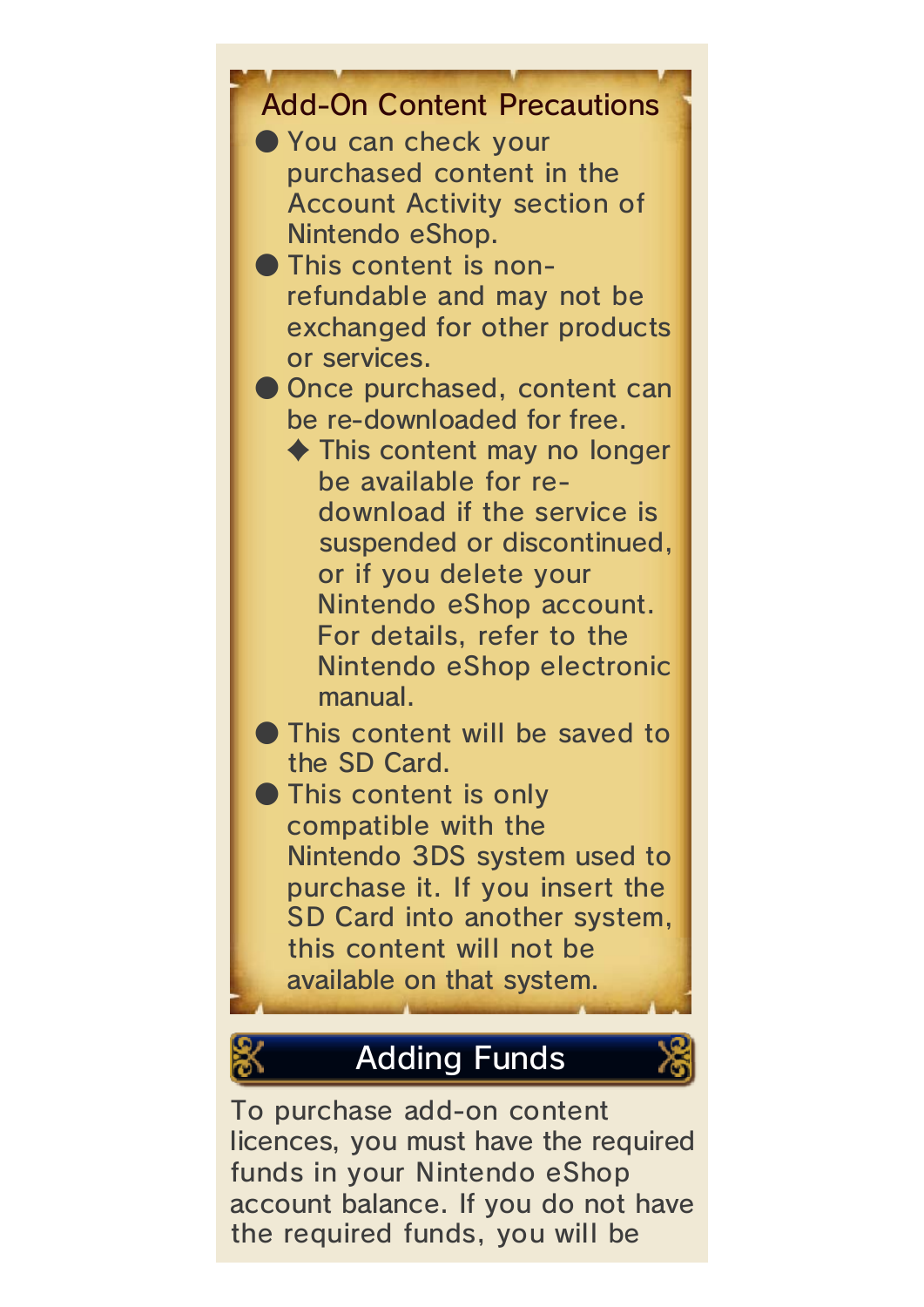### Add-On Content Precautions

- You can check your purchased content in the Account Activity section of Nintendo eShop.
- This content is non-refundable and may not be exchanged for other products or services.
- Once purchased, content can be re-downloaded for free.
  - ◆ This content may no longer be available for re-download if the service is suspended or discontinued, or if you delete your Nintendo eShop account. For details, refer to the Nintendo eShop electronic manual.
- This content will be saved to the SD Card.
- This content is only compatible with the Nintendo 3DS system used to purchase it. If you insert the SD Card into another system, this content will not be available on that system.

## Adding Funds

To purchase add-on content licences, you must have the required funds in your Nintendo eShop account balance. If you do not have the required funds, you will be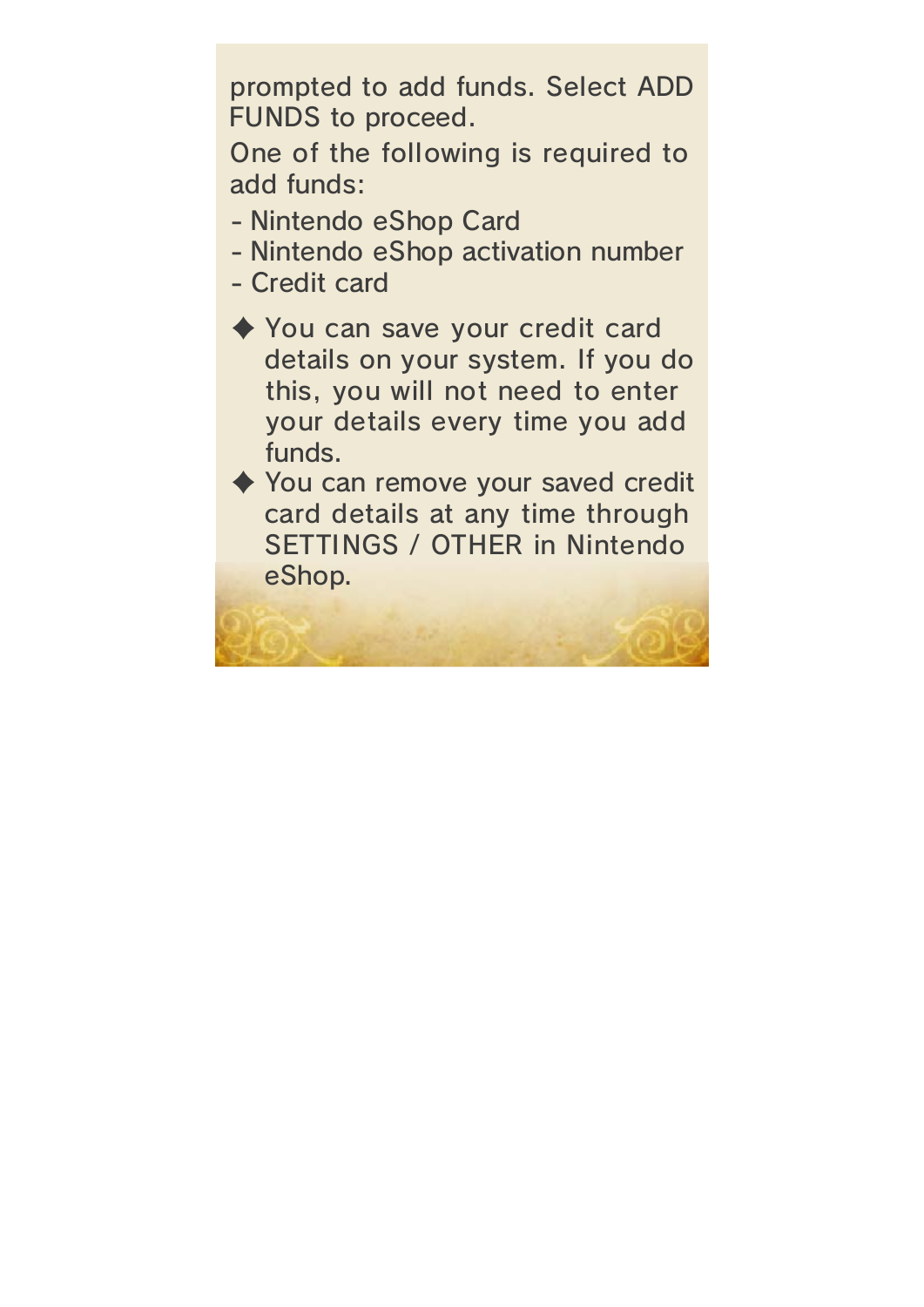prompted to add funds. Select ADD FUNDS to proceed.

One of the following is required to add funds:

- Nintendo eShop Card
- Nintendo eShop activation number
- Credit card

◆ You can save your credit card details on your system. If you do this, you will not need to enter your details every time you add funds.

◆ You can remove your saved credit card details at any time through SETTINGS / OTHER in Nintendo eShop.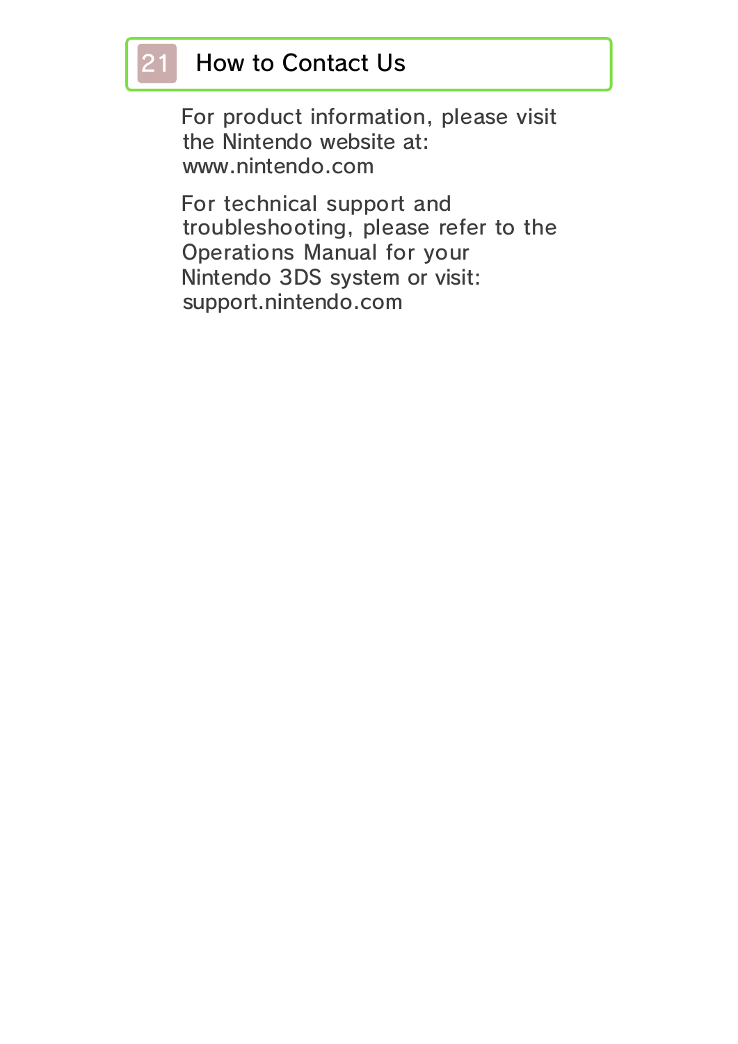## 21 How to Contact Us

For product information, please visit the Nintendo website at: www.nintendo.com

For technical support and troubleshooting, please refer to the Operations Manual for your Nintendo 3DS system or visit: support.nintendo.com